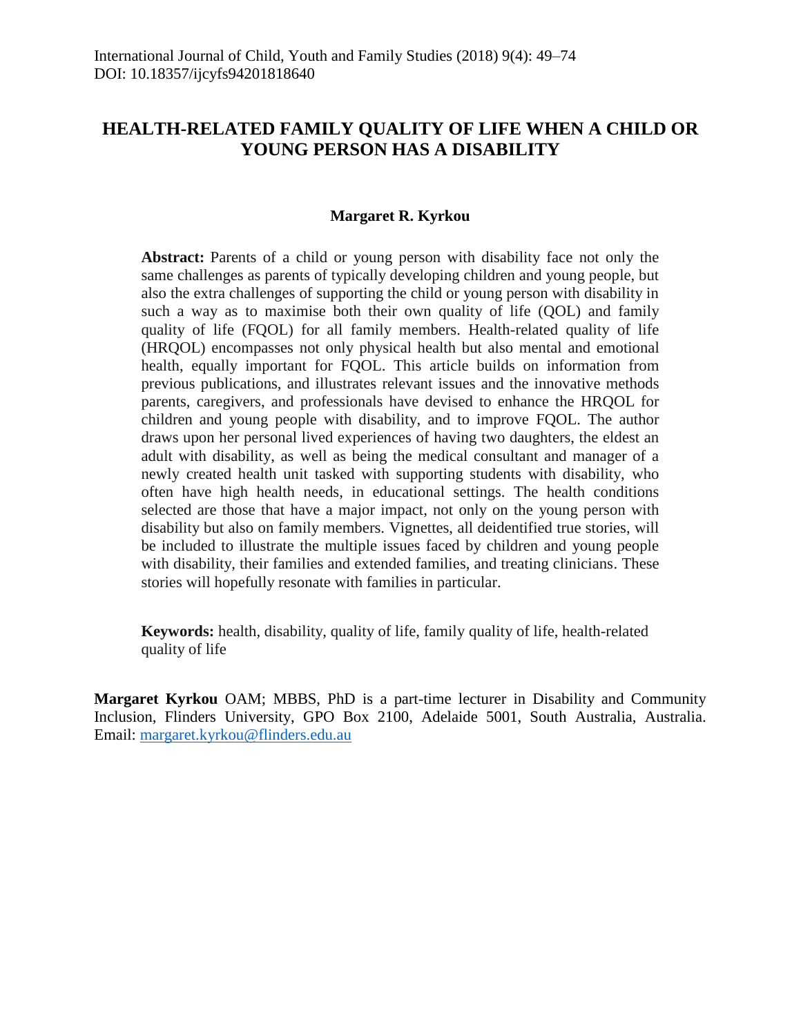# HEALTH-RELATED FAMILY QUALITY OF LIFE WHEN A CHILD OR YOUNG PERSON HAS A DISABILITY

**Margaret R. Kyrkou**

**Abstract:** Parents of a child or young person with disability face not only the same challenges as parents of typically developing children and young people, but also the extra challenges of supporting the child or young person with disability in such a way as to maximise both their own quality of life (QOL) and family quality of life (FQOL) for all family members. Health-related quality of life (HRQOL) encompasses not only physical health but also mental and emotional health, equally important for FQOL. This article builds on information from previous publications, and illustrates relevant issues and the innovative methods parents, caregivers, and professionals have devised to enhance the HRQOL for children and young people with disability, and to improve FQOL. The author draws upon her personal lived experiences of having two daughters, the eldest an adult with disability, as well as being the medical consultant and manager of a newly created health unit tasked with supporting students with disability, who often have high health needs, in educational settings. The health conditions selected are those that have a major impact, not only on the young person with disability but also on family members. Vignettes, all deidentified true stories, will be included to illustrate the multiple issues faced by children and young people with disability, their families and extended families, and treating clinicians. These stories will hopefully resonate with families in particular.

**Keywords:** health, disability, quality of life, family quality of life, health-related quality of life

**Margaret Kyrkou** OAM; MBBS, PhD is a part-time lecturer in Disability and Community Inclusion, Flinders University, GPO Box 2100, Adelaide 5001, South Australia, Australia. Email: margaret.kyrkou@flinders.edu.au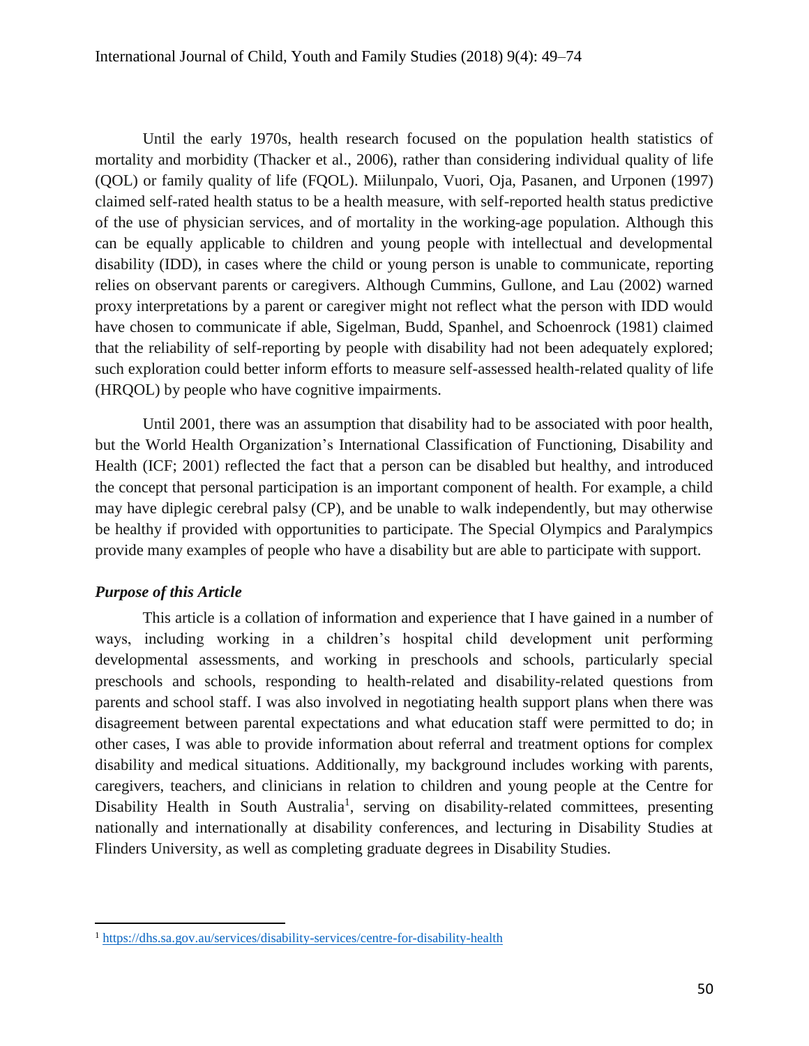Until the early 1970s, health research focused on the population health statistics of mortality and morbidity (Thacker et al., 2006), rather than considering individual quality of life (QOL) or family quality of life (FQOL). Miilunpalo, Vuori, Oja, Pasanen, and Urponen (1997) claimed self-rated health status to be a health measure, with self-reported health status predictive of the use of physician services, and of mortality in the working-age population. Although this can be equally applicable to children and young people with intellectual and developmental disability (IDD), in cases where the child or young person is unable to communicate, reporting relies on observant parents or caregivers. Although Cummins, Gullone, and Lau (2002) warned proxy interpretations by a parent or caregiver might not reflect what the person with IDD would have chosen to communicate if able, Sigelman, Budd, Spanhel, and Schoenrock (1981) claimed that the reliability of self-reporting by people with disability had not been adequately explored; such exploration could better inform efforts to measure self-assessed health-related quality of life (HRQOL) by people who have cognitive impairments.

Until 2001, there was an assumption that disability had to be associated with poor health, but the World Health Organization's International Classification of Functioning, Disability and Health (ICF; 2001) reflected the fact that a person can be disabled but healthy, and introduced the concept that personal participation is an important component of health. For example, a child may have diplegic cerebral palsy (CP), and be unable to walk independently, but may otherwise be healthy if provided with opportunities to participate. The Special Olympics and Paralympics provide many examples of people who have a disability but are able to participate with support.

### *Purpose of this Article*

This article is a collation of information and experience that I have gained in a number of ways, including working in a children's hospital child development unit performing developmental assessments, and working in preschools and schools, particularly special preschools and schools, responding to health-related and disability-related questions from parents and school staff. I was also involved in negotiating health support plans when there was disagreement between parental expectations and what education staff were permitted to do; in other cases, I was able to provide information about referral and treatment options for complex disability and medical situations. Additionally, my background includes working with parents, caregivers, teachers, and clinicians in relation to children and young people at the Centre for Disability Health in South Australia[1], serving on disability-related committees, presenting nationally and internationally at disability conferences, and lecturing in Disability Studies at Flinders University, as well as completing graduate degrees in Disability Studies.

[1] https://dhs.sa.gov.au/services/disability-services/centre-for-disability-health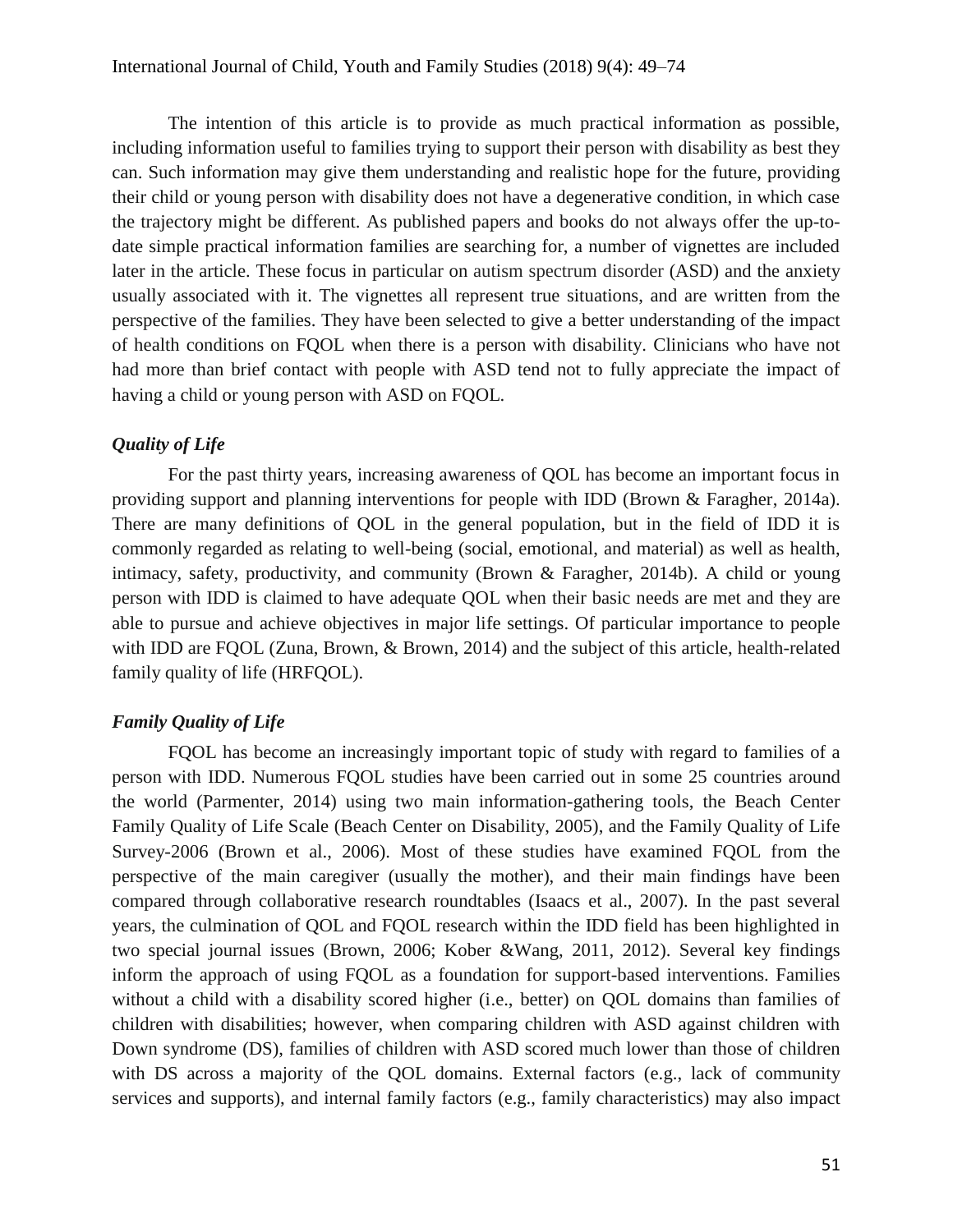The intention of this article is to provide as much practical information as possible, including information useful to families trying to support their person with disability as best they can. Such information may give them understanding and realistic hope for the future, providing their child or young person with disability does not have a degenerative condition, in which case the trajectory might be different. As published papers and books do not always offer the up-to-date simple practical information families are searching for, a number of vignettes are included later in the article. These focus in particular on autism spectrum disorder (ASD) and the anxiety usually associated with it. The vignettes all represent true situations, and are written from the perspective of the families. They have been selected to give a better understanding of the impact of health conditions on FQOL when there is a person with disability. Clinicians who have not had more than brief contact with people with ASD tend not to fully appreciate the impact of having a child or young person with ASD on FQOL.

### *Quality of Life*

For the past thirty years, increasing awareness of QOL has become an important focus in providing support and planning interventions for people with IDD (Brown & Faragher, 2014a). There are many definitions of QOL in the general population, but in the field of IDD it is commonly regarded as relating to well-being (social, emotional, and material) as well as health, intimacy, safety, productivity, and community (Brown & Faragher, 2014b). A child or young person with IDD is claimed to have adequate QOL when their basic needs are met and they are able to pursue and achieve objectives in major life settings. Of particular importance to people with IDD are FQOL (Zuna, Brown, & Brown, 2014) and the subject of this article, health-related family quality of life (HRFQOL).

### *Family Quality of Life*

FQOL has become an increasingly important topic of study with regard to families of a person with IDD. Numerous FQOL studies have been carried out in some 25 countries around the world (Parmenter, 2014) using two main information-gathering tools, the Beach Center Family Quality of Life Scale (Beach Center on Disability, 2005), and the Family Quality of Life Survey-2006 (Brown et al., 2006). Most of these studies have examined FQOL from the perspective of the main caregiver (usually the mother), and their main findings have been compared through collaborative research roundtables (Isaacs et al., 2007). In the past several years, the culmination of QOL and FQOL research within the IDD field has been highlighted in two special journal issues (Brown, 2006; Kober &Wang, 2011, 2012). Several key findings inform the approach of using FQOL as a foundation for support-based interventions. Families without a child with a disability scored higher (i.e., better) on QOL domains than families of children with disabilities; however, when comparing children with ASD against children with Down syndrome (DS), families of children with ASD scored much lower than those of children with DS across a majority of the QOL domains. External factors (e.g., lack of community services and supports), and internal family factors (e.g., family characteristics) may also impact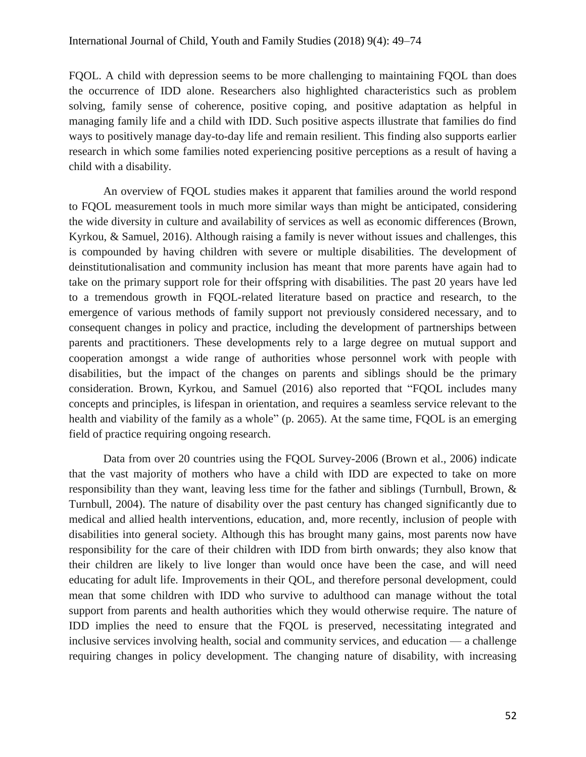FQOL. A child with depression seems to be more challenging to maintaining FQOL than does the occurrence of IDD alone. Researchers also highlighted characteristics such as problem solving, family sense of coherence, positive coping, and positive adaptation as helpful in managing family life and a child with IDD. Such positive aspects illustrate that families do find ways to positively manage day-to-day life and remain resilient. This finding also supports earlier research in which some families noted experiencing positive perceptions as a result of having a child with a disability.

An overview of FQOL studies makes it apparent that families around the world respond to FQOL measurement tools in much more similar ways than might be anticipated, considering the wide diversity in culture and availability of services as well as economic differences (Brown, Kyrkou, & Samuel, 2016). Although raising a family is never without issues and challenges, this is compounded by having children with severe or multiple disabilities. The development of deinstitutionalisation and community inclusion has meant that more parents have again had to take on the primary support role for their offspring with disabilities. The past 20 years have led to a tremendous growth in FQOL-related literature based on practice and research, to the emergence of various methods of family support not previously considered necessary, and to consequent changes in policy and practice, including the development of partnerships between parents and practitioners. These developments rely to a large degree on mutual support and cooperation amongst a wide range of authorities whose personnel work with people with disabilities, but the impact of the changes on parents and siblings should be the primary consideration. Brown, Kyrkou, and Samuel (2016) also reported that "FQOL includes many concepts and principles, is lifespan in orientation, and requires a seamless service relevant to the health and viability of the family as a whole" (p. 2065). At the same time, FQOL is an emerging field of practice requiring ongoing research.

Data from over 20 countries using the FQOL Survey-2006 (Brown et al., 2006) indicate that the vast majority of mothers who have a child with IDD are expected to take on more responsibility than they want, leaving less time for the father and siblings (Turnbull, Brown, & Turnbull, 2004). The nature of disability over the past century has changed significantly due to medical and allied health interventions, education, and, more recently, inclusion of people with disabilities into general society. Although this has brought many gains, most parents now have responsibility for the care of their children with IDD from birth onwards; they also know that their children are likely to live longer than would once have been the case, and will need educating for adult life. Improvements in their QOL, and therefore personal development, could mean that some children with IDD who survive to adulthood can manage without the total support from parents and health authorities which they would otherwise require. The nature of IDD implies the need to ensure that the FQOL is preserved, necessitating integrated and inclusive services involving health, social and community services, and education — a challenge requiring changes in policy development. The changing nature of disability, with increasing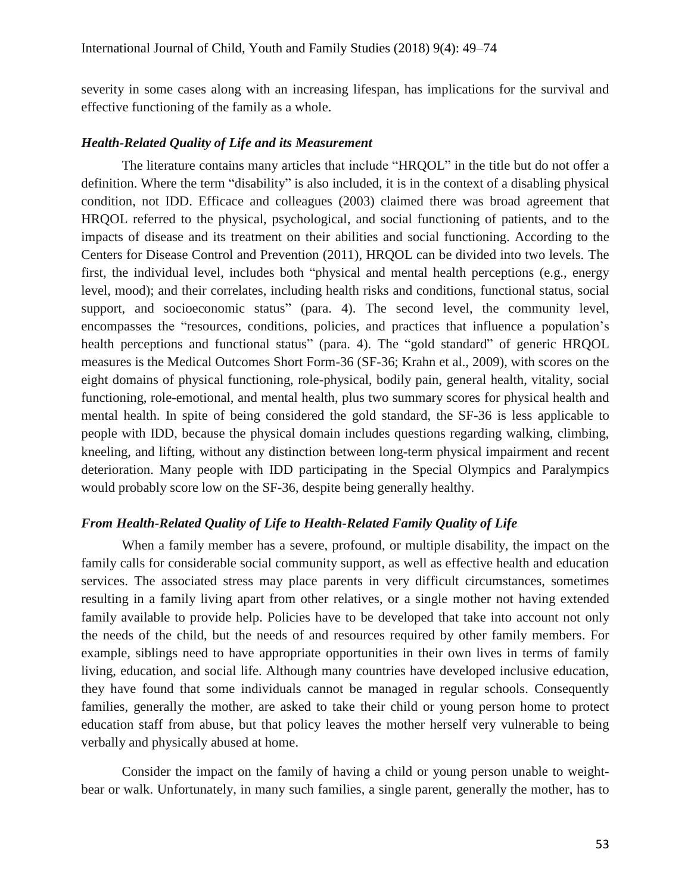severity in some cases along with an increasing lifespan, has implications for the survival and effective functioning of the family as a whole.

### *Health-Related Quality of Life and its Measurement*

The literature contains many articles that include "HRQOL" in the title but do not offer a definition. Where the term "disability" is also included, it is in the context of a disabling physical condition, not IDD. Efficace and colleagues (2003) claimed there was broad agreement that HRQOL referred to the physical, psychological, and social functioning of patients, and to the impacts of disease and its treatment on their abilities and social functioning. According to the Centers for Disease Control and Prevention (2011), HRQOL can be divided into two levels. The first, the individual level, includes both "physical and mental health perceptions (e.g., energy level, mood); and their correlates, including health risks and conditions, functional status, social support, and socioeconomic status" (para. 4). The second level, the community level, encompasses the "resources, conditions, policies, and practices that influence a population's health perceptions and functional status" (para. 4). The "gold standard" of generic HRQOL measures is the Medical Outcomes Short Form-36 (SF-36; Krahn et al., 2009), with scores on the eight domains of physical functioning, role-physical, bodily pain, general health, vitality, social functioning, role-emotional, and mental health, plus two summary scores for physical health and mental health. In spite of being considered the gold standard, the SF-36 is less applicable to people with IDD, because the physical domain includes questions regarding walking, climbing, kneeling, and lifting, without any distinction between long-term physical impairment and recent deterioration. Many people with IDD participating in the Special Olympics and Paralympics would probably score low on the SF-36, despite being generally healthy.

### *From Health-Related Quality of Life to Health-Related Family Quality of Life*

When a family member has a severe, profound, or multiple disability, the impact on the family calls for considerable social community support, as well as effective health and education services. The associated stress may place parents in very difficult circumstances, sometimes resulting in a family living apart from other relatives, or a single mother not having extended family available to provide help. Policies have to be developed that take into account not only the needs of the child, but the needs of and resources required by other family members. For example, siblings need to have appropriate opportunities in their own lives in terms of family living, education, and social life. Although many countries have developed inclusive education, they have found that some individuals cannot be managed in regular schools. Consequently families, generally the mother, are asked to take their child or young person home to protect education staff from abuse, but that policy leaves the mother herself very vulnerable to being verbally and physically abused at home.

Consider the impact on the family of having a child or young person unable to weight-bear or walk. Unfortunately, in many such families, a single parent, generally the mother, has to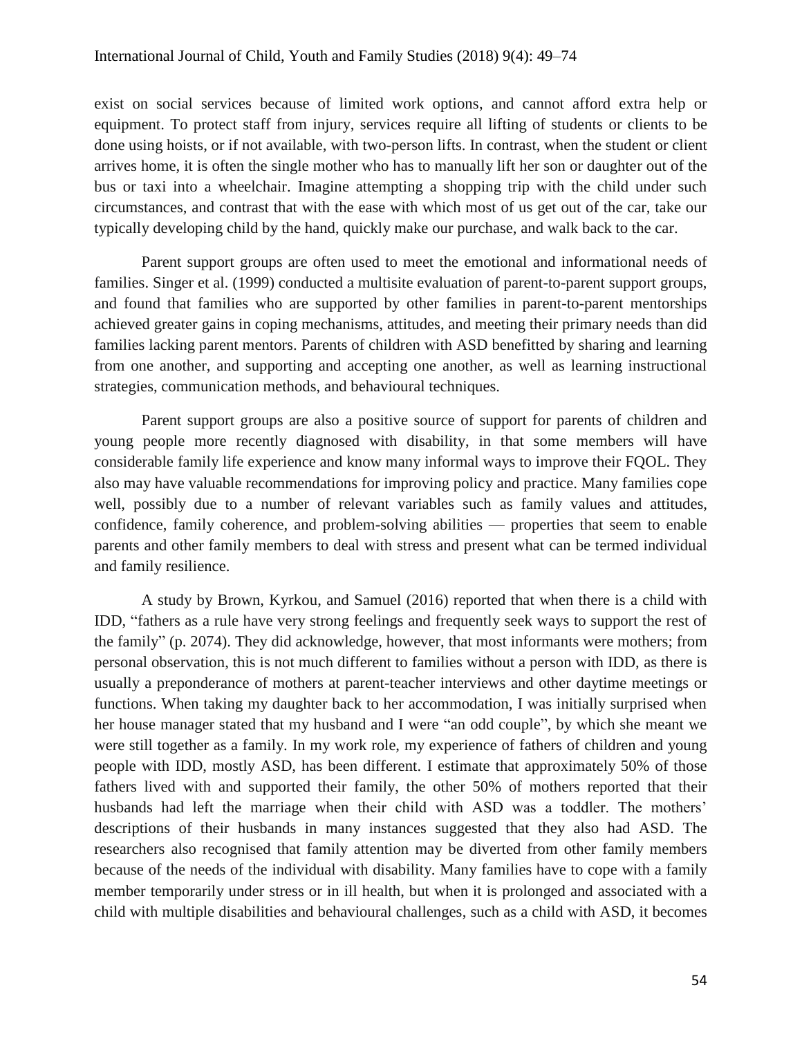exist on social services because of limited work options, and cannot afford extra help or equipment. To protect staff from injury, services require all lifting of students or clients to be done using hoists, or if not available, with two-person lifts. In contrast, when the student or client arrives home, it is often the single mother who has to manually lift her son or daughter out of the bus or taxi into a wheelchair. Imagine attempting a shopping trip with the child under such circumstances, and contrast that with the ease with which most of us get out of the car, take our typically developing child by the hand, quickly make our purchase, and walk back to the car.

Parent support groups are often used to meet the emotional and informational needs of families. Singer et al. (1999) conducted a multisite evaluation of parent-to-parent support groups, and found that families who are supported by other families in parent-to-parent mentorships achieved greater gains in coping mechanisms, attitudes, and meeting their primary needs than did families lacking parent mentors. Parents of children with ASD benefitted by sharing and learning from one another, and supporting and accepting one another, as well as learning instructional strategies, communication methods, and behavioural techniques.

Parent support groups are also a positive source of support for parents of children and young people more recently diagnosed with disability, in that some members will have considerable family life experience and know many informal ways to improve their FQOL. They also may have valuable recommendations for improving policy and practice. Many families cope well, possibly due to a number of relevant variables such as family values and attitudes, confidence, family coherence, and problem-solving abilities — properties that seem to enable parents and other family members to deal with stress and present what can be termed individual and family resilience.

A study by Brown, Kyrkou, and Samuel (2016) reported that when there is a child with IDD, "fathers as a rule have very strong feelings and frequently seek ways to support the rest of the family" (p. 2074). They did acknowledge, however, that most informants were mothers; from personal observation, this is not much different to families without a person with IDD, as there is usually a preponderance of mothers at parent-teacher interviews and other daytime meetings or functions. When taking my daughter back to her accommodation, I was initially surprised when her house manager stated that my husband and I were "an odd couple", by which she meant we were still together as a family. In my work role, my experience of fathers of children and young people with IDD, mostly ASD, has been different. I estimate that approximately 50% of those fathers lived with and supported their family, the other 50% of mothers reported that their husbands had left the marriage when their child with ASD was a toddler. The mothers' descriptions of their husbands in many instances suggested that they also had ASD. The researchers also recognised that family attention may be diverted from other family members because of the needs of the individual with disability. Many families have to cope with a family member temporarily under stress or in ill health, but when it is prolonged and associated with a child with multiple disabilities and behavioural challenges, such as a child with ASD, it becomes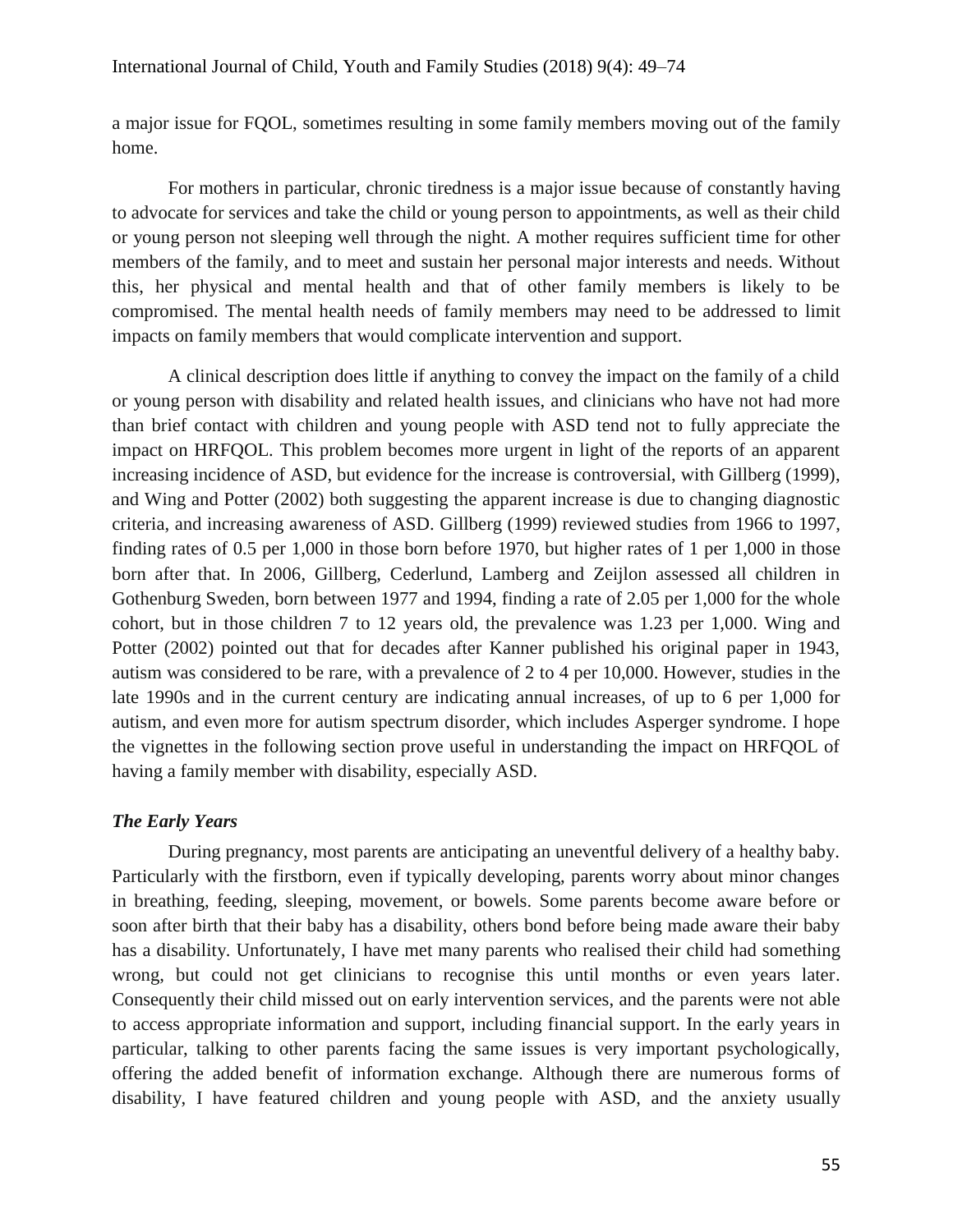a major issue for FQOL, sometimes resulting in some family members moving out of the family home.

For mothers in particular, chronic tiredness is a major issue because of constantly having to advocate for services and take the child or young person to appointments, as well as their child or young person not sleeping well through the night. A mother requires sufficient time for other members of the family, and to meet and sustain her personal major interests and needs. Without this, her physical and mental health and that of other family members is likely to be compromised. The mental health needs of family members may need to be addressed to limit impacts on family members that would complicate intervention and support.

A clinical description does little if anything to convey the impact on the family of a child or young person with disability and related health issues, and clinicians who have not had more than brief contact with children and young people with ASD tend not to fully appreciate the impact on HRFQOL. This problem becomes more urgent in light of the reports of an apparent increasing incidence of ASD, but evidence for the increase is controversial, with Gillberg (1999), and Wing and Potter (2002) both suggesting the apparent increase is due to changing diagnostic criteria, and increasing awareness of ASD. Gillberg (1999) reviewed studies from 1966 to 1997, finding rates of 0.5 per 1,000 in those born before 1970, but higher rates of 1 per 1,000 in those born after that. In 2006, Gillberg, Cederlund, Lamberg and Zeijlon assessed all children in Gothenburg Sweden, born between 1977 and 1994, finding a rate of 2.05 per 1,000 for the whole cohort, but in those children 7 to 12 years old, the prevalence was 1.23 per 1,000. Wing and Potter (2002) pointed out that for decades after Kanner published his original paper in 1943, autism was considered to be rare, with a prevalence of 2 to 4 per 10,000. However, studies in the late 1990s and in the current century are indicating annual increases, of up to 6 per 1,000 for autism, and even more for autism spectrum disorder, which includes Asperger syndrome. I hope the vignettes in the following section prove useful in understanding the impact on HRFQOL of having a family member with disability, especially ASD.

### *The Early Years*

During pregnancy, most parents are anticipating an uneventful delivery of a healthy baby. Particularly with the firstborn, even if typically developing, parents worry about minor changes in breathing, feeding, sleeping, movement, or bowels. Some parents become aware before or soon after birth that their baby has a disability, others bond before being made aware their baby has a disability. Unfortunately, I have met many parents who realised their child had something wrong, but could not get clinicians to recognise this until months or even years later. Consequently their child missed out on early intervention services, and the parents were not able to access appropriate information and support, including financial support. In the early years in particular, talking to other parents facing the same issues is very important psychologically, offering the added benefit of information exchange. Although there are numerous forms of disability, I have featured children and young people with ASD, and the anxiety usually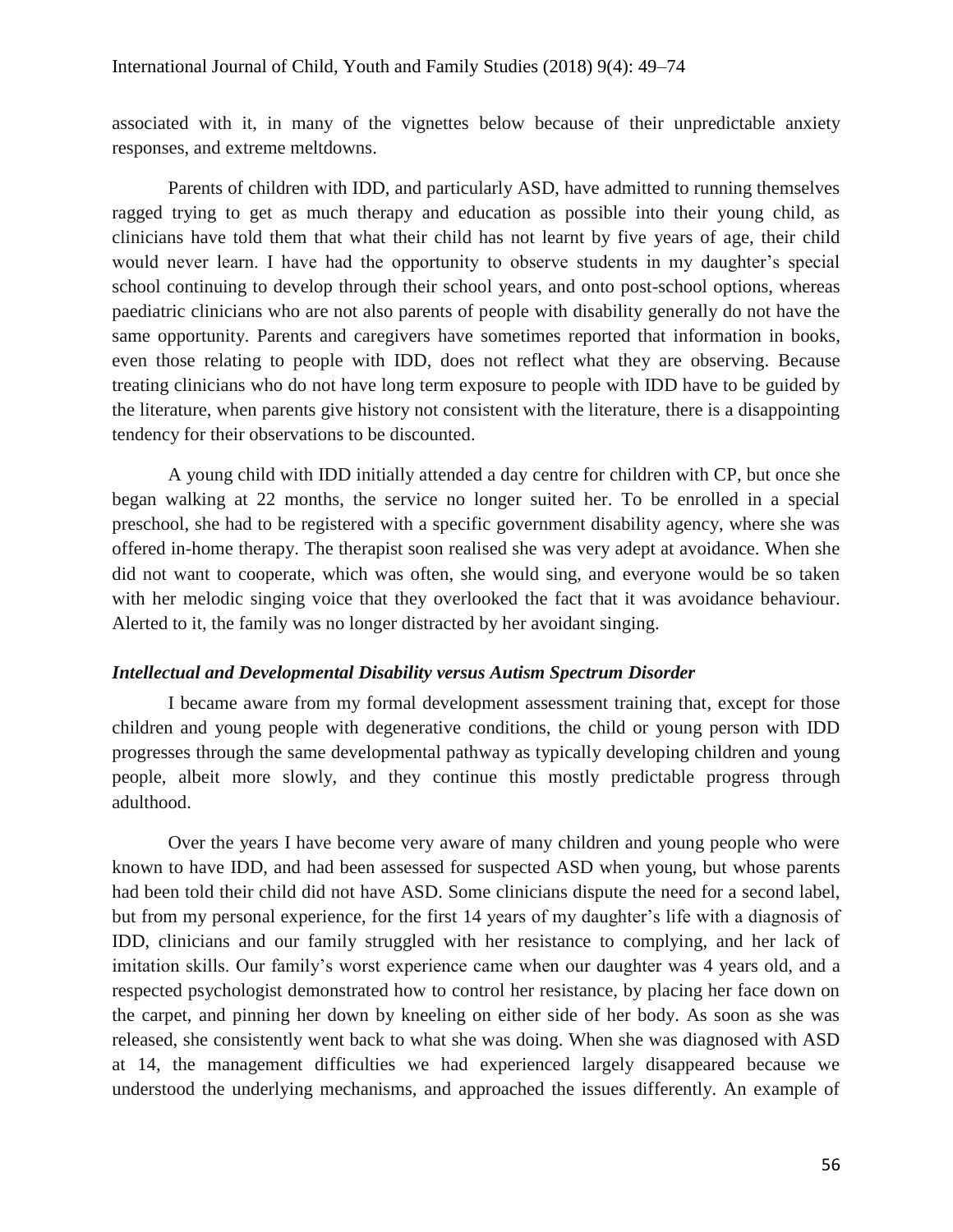associated with it, in many of the vignettes below because of their unpredictable anxiety responses, and extreme meltdowns.

Parents of children with IDD, and particularly ASD, have admitted to running themselves ragged trying to get as much therapy and education as possible into their young child, as clinicians have told them that what their child has not learnt by five years of age, their child would never learn. I have had the opportunity to observe students in my daughter's special school continuing to develop through their school years, and onto post-school options, whereas paediatric clinicians who are not also parents of people with disability generally do not have the same opportunity. Parents and caregivers have sometimes reported that information in books, even those relating to people with IDD, does not reflect what they are observing. Because treating clinicians who do not have long term exposure to people with IDD have to be guided by the literature, when parents give history not consistent with the literature, there is a disappointing tendency for their observations to be discounted.

A young child with IDD initially attended a day centre for children with CP, but once she began walking at 22 months, the service no longer suited her. To be enrolled in a special preschool, she had to be registered with a specific government disability agency, where she was offered in-home therapy. The therapist soon realised she was very adept at avoidance. When she did not want to cooperate, which was often, she would sing, and everyone would be so taken with her melodic singing voice that they overlooked the fact that it was avoidance behaviour. Alerted to it, the family was no longer distracted by her avoidant singing.

### *Intellectual and Developmental Disability versus Autism Spectrum Disorder*

I became aware from my formal development assessment training that, except for those children and young people with degenerative conditions, the child or young person with IDD progresses through the same developmental pathway as typically developing children and young people, albeit more slowly, and they continue this mostly predictable progress through adulthood.

Over the years I have become very aware of many children and young people who were known to have IDD, and had been assessed for suspected ASD when young, but whose parents had been told their child did not have ASD. Some clinicians dispute the need for a second label, but from my personal experience, for the first 14 years of my daughter's life with a diagnosis of IDD, clinicians and our family struggled with her resistance to complying, and her lack of imitation skills. Our family's worst experience came when our daughter was 4 years old, and a respected psychologist demonstrated how to control her resistance, by placing her face down on the carpet, and pinning her down by kneeling on either side of her body. As soon as she was released, she consistently went back to what she was doing. When she was diagnosed with ASD at 14, the management difficulties we had experienced largely disappeared because we understood the underlying mechanisms, and approached the issues differently. An example of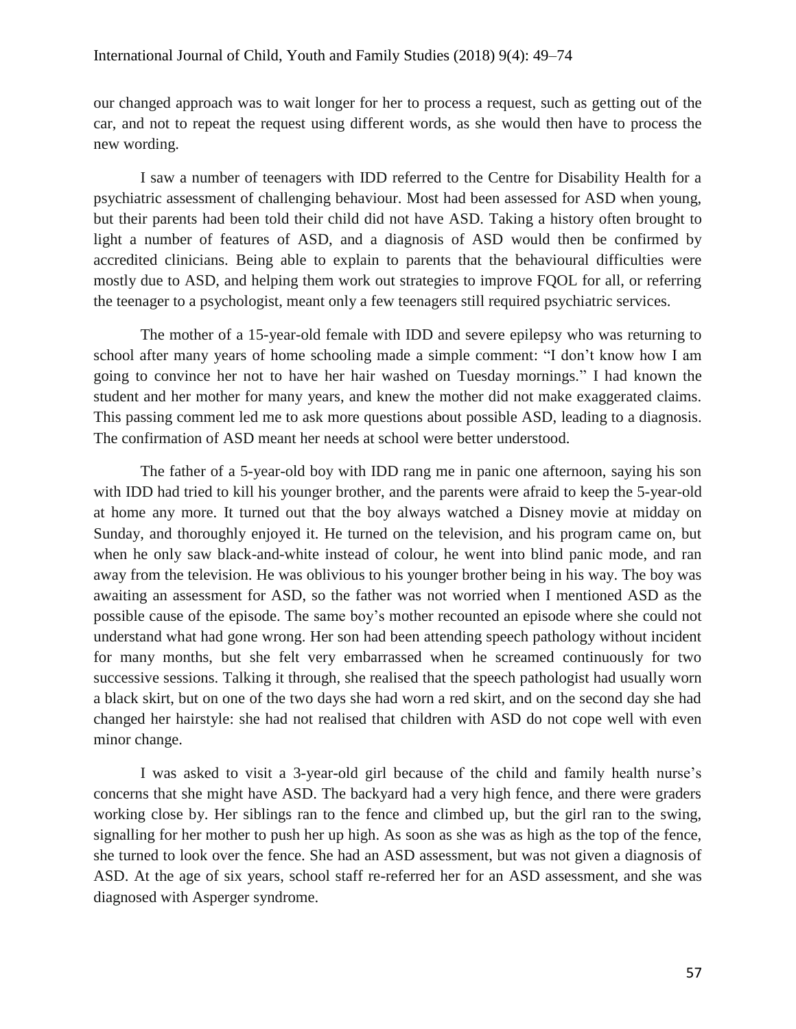our changed approach was to wait longer for her to process a request, such as getting out of the car, and not to repeat the request using different words, as she would then have to process the new wording.

I saw a number of teenagers with IDD referred to the Centre for Disability Health for a psychiatric assessment of challenging behaviour. Most had been assessed for ASD when young, but their parents had been told their child did not have ASD. Taking a history often brought to light a number of features of ASD, and a diagnosis of ASD would then be confirmed by accredited clinicians. Being able to explain to parents that the behavioural difficulties were mostly due to ASD, and helping them work out strategies to improve FQOL for all, or referring the teenager to a psychologist, meant only a few teenagers still required psychiatric services.

The mother of a 15-year-old female with IDD and severe epilepsy who was returning to school after many years of home schooling made a simple comment: "I don't know how I am going to convince her not to have her hair washed on Tuesday mornings." I had known the student and her mother for many years, and knew the mother did not make exaggerated claims. This passing comment led me to ask more questions about possible ASD, leading to a diagnosis. The confirmation of ASD meant her needs at school were better understood.

The father of a 5-year-old boy with IDD rang me in panic one afternoon, saying his son with IDD had tried to kill his younger brother, and the parents were afraid to keep the 5-year-old at home any more. It turned out that the boy always watched a Disney movie at midday on Sunday, and thoroughly enjoyed it. He turned on the television, and his program came on, but when he only saw black-and-white instead of colour, he went into blind panic mode, and ran away from the television. He was oblivious to his younger brother being in his way. The boy was awaiting an assessment for ASD, so the father was not worried when I mentioned ASD as the possible cause of the episode. The same boy's mother recounted an episode where she could not understand what had gone wrong. Her son had been attending speech pathology without incident for many months, but she felt very embarrassed when he screamed continuously for two successive sessions. Talking it through, she realised that the speech pathologist had usually worn a black skirt, but on one of the two days she had worn a red skirt, and on the second day she had changed her hairstyle: she had not realised that children with ASD do not cope well with even minor change.

I was asked to visit a 3-year-old girl because of the child and family health nurse's concerns that she might have ASD. The backyard had a very high fence, and there were graders working close by. Her siblings ran to the fence and climbed up, but the girl ran to the swing, signalling for her mother to push her up high. As soon as she was as high as the top of the fence, she turned to look over the fence. She had an ASD assessment, but was not given a diagnosis of ASD. At the age of six years, school staff re-referred her for an ASD assessment, and she was diagnosed with Asperger syndrome.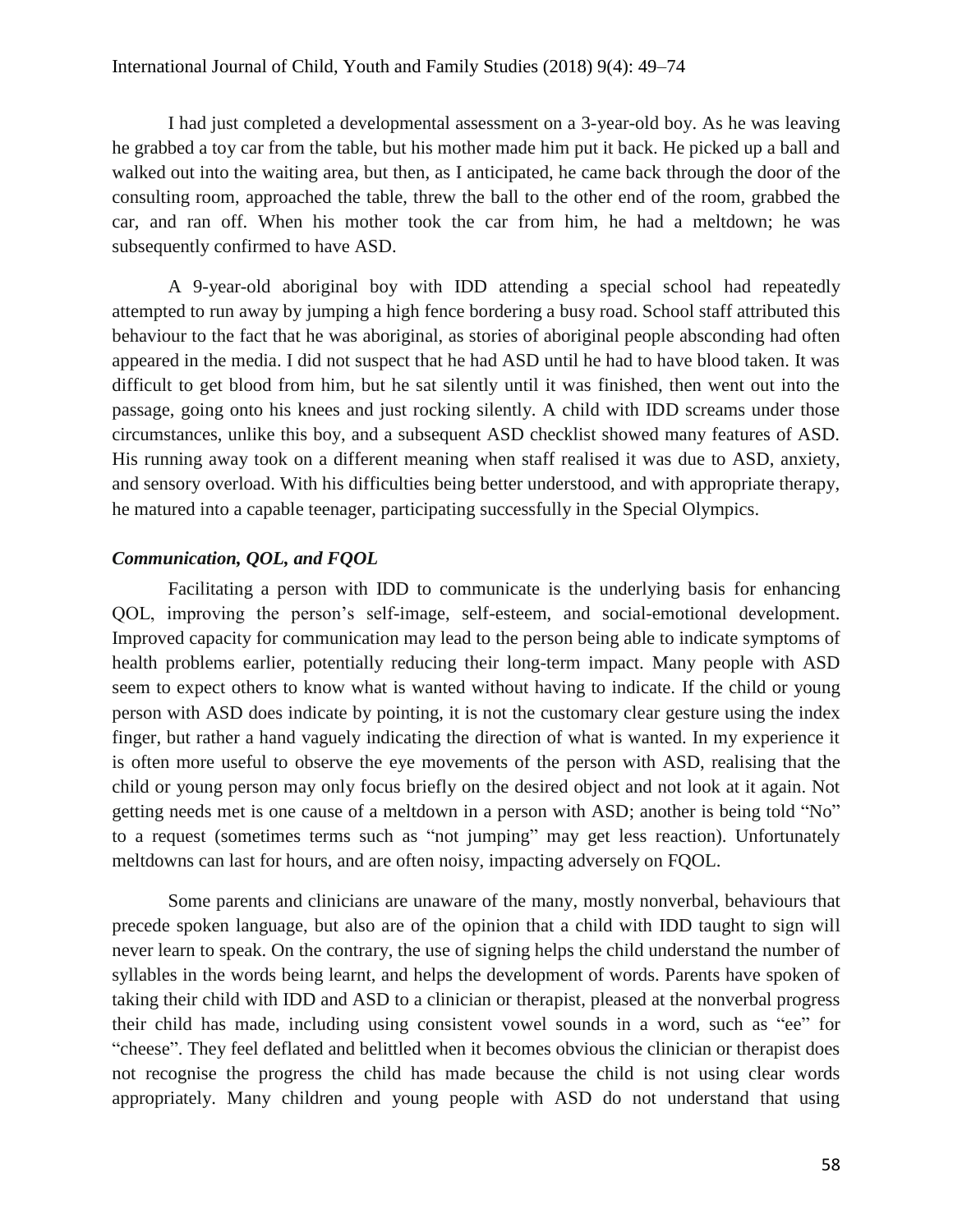I had just completed a developmental assessment on a 3-year-old boy. As he was leaving he grabbed a toy car from the table, but his mother made him put it back. He picked up a ball and walked out into the waiting area, but then, as I anticipated, he came back through the door of the consulting room, approached the table, threw the ball to the other end of the room, grabbed the car, and ran off. When his mother took the car from him, he had a meltdown; he was subsequently confirmed to have ASD.

A 9-year-old aboriginal boy with IDD attending a special school had repeatedly attempted to run away by jumping a high fence bordering a busy road. School staff attributed this behaviour to the fact that he was aboriginal, as stories of aboriginal people absconding had often appeared in the media. I did not suspect that he had ASD until he had to have blood taken. It was difficult to get blood from him, but he sat silently until it was finished, then went out into the passage, going onto his knees and just rocking silently. A child with IDD screams under those circumstances, unlike this boy, and a subsequent ASD checklist showed many features of ASD. His running away took on a different meaning when staff realised it was due to ASD, anxiety, and sensory overload. With his difficulties being better understood, and with appropriate therapy, he matured into a capable teenager, participating successfully in the Special Olympics.

### *Communication, QOL, and FQOL*

Facilitating a person with IDD to communicate is the underlying basis for enhancing QOL, improving the person's self-image, self-esteem, and social-emotional development. Improved capacity for communication may lead to the person being able to indicate symptoms of health problems earlier, potentially reducing their long-term impact. Many people with ASD seem to expect others to know what is wanted without having to indicate. If the child or young person with ASD does indicate by pointing, it is not the customary clear gesture using the index finger, but rather a hand vaguely indicating the direction of what is wanted. In my experience it is often more useful to observe the eye movements of the person with ASD, realising that the child or young person may only focus briefly on the desired object and not look at it again. Not getting needs met is one cause of a meltdown in a person with ASD; another is being told "No" to a request (sometimes terms such as "not jumping" may get less reaction). Unfortunately meltdowns can last for hours, and are often noisy, impacting adversely on FQOL.

Some parents and clinicians are unaware of the many, mostly nonverbal, behaviours that precede spoken language, but also are of the opinion that a child with IDD taught to sign will never learn to speak. On the contrary, the use of signing helps the child understand the number of syllables in the words being learnt, and helps the development of words. Parents have spoken of taking their child with IDD and ASD to a clinician or therapist, pleased at the nonverbal progress their child has made, including using consistent vowel sounds in a word, such as "ee" for "cheese". They feel deflated and belittled when it becomes obvious the clinician or therapist does not recognise the progress the child has made because the child is not using clear words appropriately. Many children and young people with ASD do not understand that using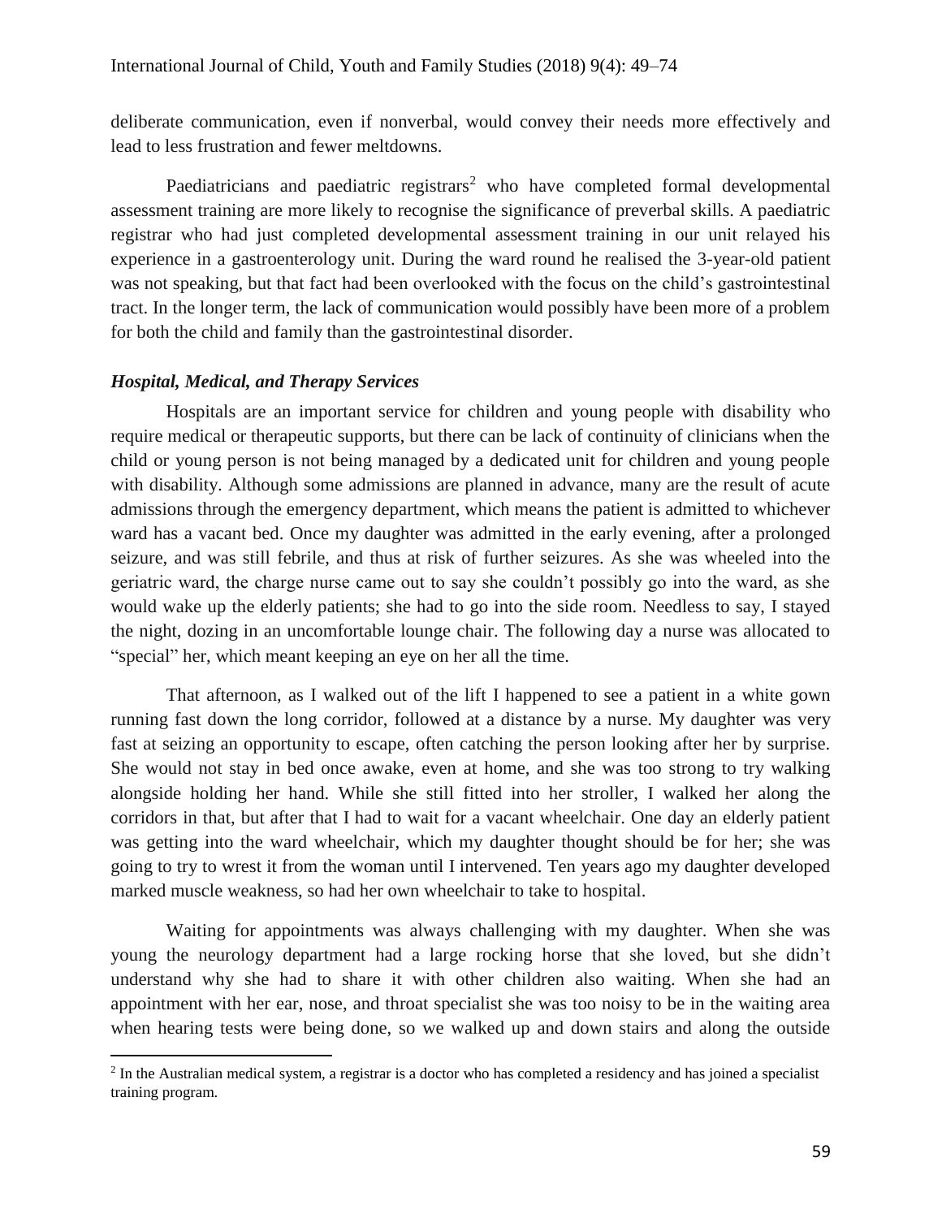deliberate communication, even if nonverbal, would convey their needs more effectively and lead to less frustration and fewer meltdowns.

Paediatricians and paediatric registrars[2] who have completed formal developmental assessment training are more likely to recognise the significance of preverbal skills. A paediatric registrar who had just completed developmental assessment training in our unit relayed his experience in a gastroenterology unit. During the ward round he realised the 3-year-old patient was not speaking, but that fact had been overlooked with the focus on the child's gastrointestinal tract. In the longer term, the lack of communication would possibly have been more of a problem for both the child and family than the gastrointestinal disorder.

### *Hospital, Medical, and Therapy Services*

Hospitals are an important service for children and young people with disability who require medical or therapeutic supports, but there can be lack of continuity of clinicians when the child or young person is not being managed by a dedicated unit for children and young people with disability. Although some admissions are planned in advance, many are the result of acute admissions through the emergency department, which means the patient is admitted to whichever ward has a vacant bed. Once my daughter was admitted in the early evening, after a prolonged seizure, and was still febrile, and thus at risk of further seizures. As she was wheeled into the geriatric ward, the charge nurse came out to say she couldn't possibly go into the ward, as she would wake up the elderly patients; she had to go into the side room. Needless to say, I stayed the night, dozing in an uncomfortable lounge chair. The following day a nurse was allocated to "special" her, which meant keeping an eye on her all the time.

That afternoon, as I walked out of the lift I happened to see a patient in a white gown running fast down the long corridor, followed at a distance by a nurse. My daughter was very fast at seizing an opportunity to escape, often catching the person looking after her by surprise. She would not stay in bed once awake, even at home, and she was too strong to try walking alongside holding her hand. While she still fitted into her stroller, I walked her along the corridors in that, but after that I had to wait for a vacant wheelchair. One day an elderly patient was getting into the ward wheelchair, which my daughter thought should be for her; she was going to try to wrest it from the woman until I intervened. Ten years ago my daughter developed marked muscle weakness, so had her own wheelchair to take to hospital.

Waiting for appointments was always challenging with my daughter. When she was young the neurology department had a large rocking horse that she loved, but she didn't understand why she had to share it with other children also waiting. When she had an appointment with her ear, nose, and throat specialist she was too noisy to be in the waiting area when hearing tests were being done, so we walked up and down stairs and along the outside

[2] In the Australian medical system, a registrar is a doctor who has completed a residency and has joined a specialist training program.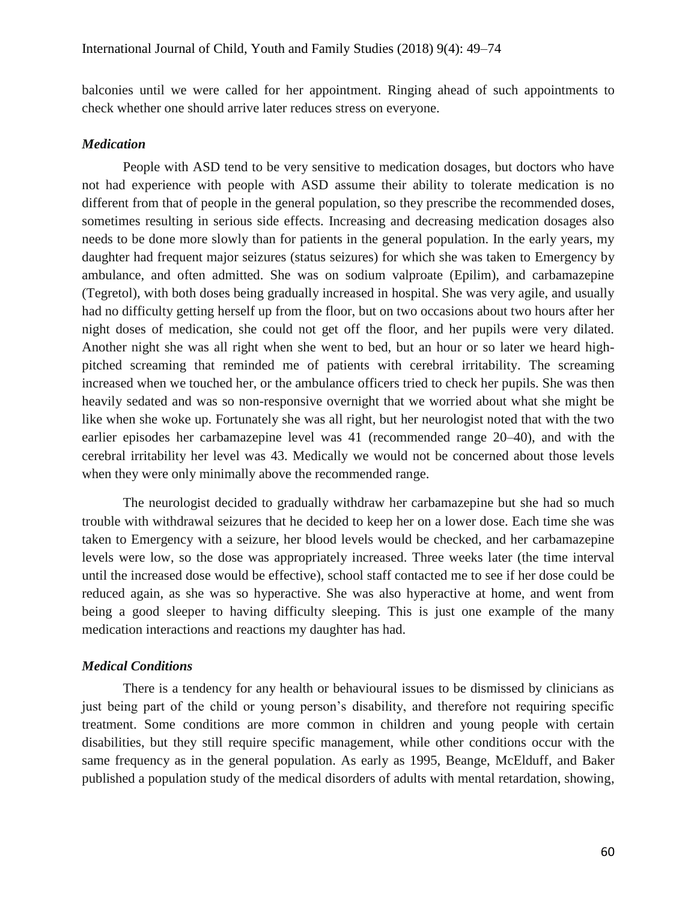balconies until we were called for her appointment. Ringing ahead of such appointments to check whether one should arrive later reduces stress on everyone.

### *Medication*

People with ASD tend to be very sensitive to medication dosages, but doctors who have not had experience with people with ASD assume their ability to tolerate medication is no different from that of people in the general population, so they prescribe the recommended doses, sometimes resulting in serious side effects. Increasing and decreasing medication dosages also needs to be done more slowly than for patients in the general population. In the early years, my daughter had frequent major seizures (status seizures) for which she was taken to Emergency by ambulance, and often admitted. She was on sodium valproate (Epilim), and carbamazepine (Tegretol), with both doses being gradually increased in hospital. She was very agile, and usually had no difficulty getting herself up from the floor, but on two occasions about two hours after her night doses of medication, she could not get off the floor, and her pupils were very dilated. Another night she was all right when she went to bed, but an hour or so later we heard high-pitched screaming that reminded me of patients with cerebral irritability. The screaming increased when we touched her, or the ambulance officers tried to check her pupils. She was then heavily sedated and was so non-responsive overnight that we worried about what she might be like when she woke up. Fortunately she was all right, but her neurologist noted that with the two earlier episodes her carbamazepine level was 41 (recommended range 20–40), and with the cerebral irritability her level was 43. Medically we would not be concerned about those levels when they were only minimally above the recommended range.

The neurologist decided to gradually withdraw her carbamazepine but she had so much trouble with withdrawal seizures that he decided to keep her on a lower dose. Each time she was taken to Emergency with a seizure, her blood levels would be checked, and her carbamazepine levels were low, so the dose was appropriately increased. Three weeks later (the time interval until the increased dose would be effective), school staff contacted me to see if her dose could be reduced again, as she was so hyperactive. She was also hyperactive at home, and went from being a good sleeper to having difficulty sleeping. This is just one example of the many medication interactions and reactions my daughter has had.

### *Medical Conditions*

There is a tendency for any health or behavioural issues to be dismissed by clinicians as just being part of the child or young person's disability, and therefore not requiring specific treatment. Some conditions are more common in children and young people with certain disabilities, but they still require specific management, while other conditions occur with the same frequency as in the general population. As early as 1995, Beange, McElduff, and Baker published a population study of the medical disorders of adults with mental retardation, showing,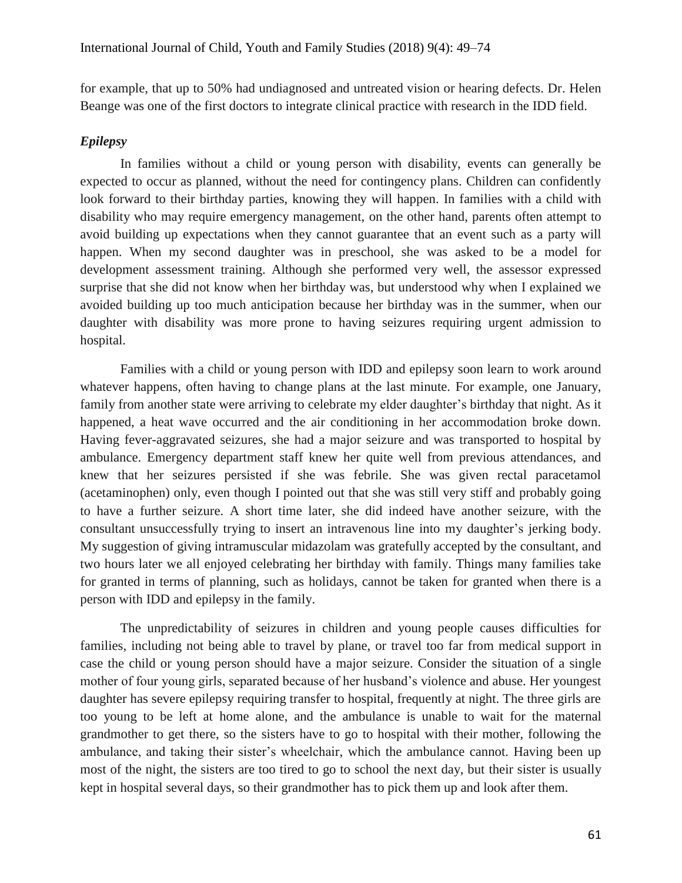for example, that up to 50% had undiagnosed and untreated vision or hearing defects. Dr. Helen Beange was one of the first doctors to integrate clinical practice with research in the IDD field.

### *Epilepsy*

In families without a child or young person with disability, events can generally be expected to occur as planned, without the need for contingency plans. Children can confidently look forward to their birthday parties, knowing they will happen. In families with a child with disability who may require emergency management, on the other hand, parents often attempt to avoid building up expectations when they cannot guarantee that an event such as a party will happen. When my second daughter was in preschool, she was asked to be a model for development assessment training. Although she performed very well, the assessor expressed surprise that she did not know when her birthday was, but understood why when I explained we avoided building up too much anticipation because her birthday was in the summer, when our daughter with disability was more prone to having seizures requiring urgent admission to hospital.

Families with a child or young person with IDD and epilepsy soon learn to work around whatever happens, often having to change plans at the last minute. For example, one January, family from another state were arriving to celebrate my elder daughter's birthday that night. As it happened, a heat wave occurred and the air conditioning in her accommodation broke down. Having fever-aggravated seizures, she had a major seizure and was transported to hospital by ambulance. Emergency department staff knew her quite well from previous attendances, and knew that her seizures persisted if she was febrile. She was given rectal paracetamol (acetaminophen) only, even though I pointed out that she was still very stiff and probably going to have a further seizure. A short time later, she did indeed have another seizure, with the consultant unsuccessfully trying to insert an intravenous line into my daughter's jerking body. My suggestion of giving intramuscular midazolam was gratefully accepted by the consultant, and two hours later we all enjoyed celebrating her birthday with family. Things many families take for granted in terms of planning, such as holidays, cannot be taken for granted when there is a person with IDD and epilepsy in the family.

The unpredictability of seizures in children and young people causes difficulties for families, including not being able to travel by plane, or travel too far from medical support in case the child or young person should have a major seizure. Consider the situation of a single mother of four young girls, separated because of her husband's violence and abuse. Her youngest daughter has severe epilepsy requiring transfer to hospital, frequently at night. The three girls are too young to be left at home alone, and the ambulance is unable to wait for the maternal grandmother to get there, so the sisters have to go to hospital with their mother, following the ambulance, and taking their sister's wheelchair, which the ambulance cannot. Having been up most of the night, the sisters are too tired to go to school the next day, but their sister is usually kept in hospital several days, so their grandmother has to pick them up and look after them.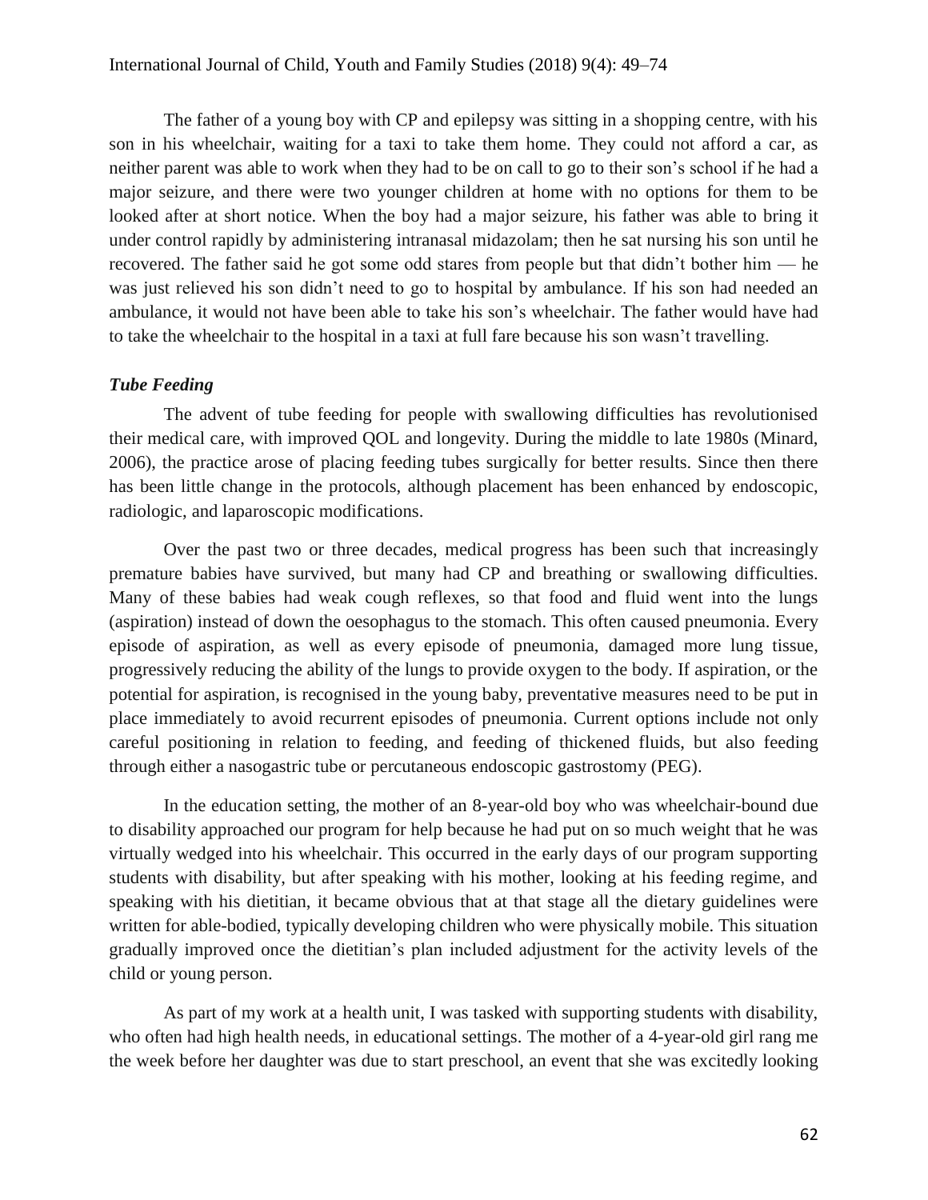The father of a young boy with CP and epilepsy was sitting in a shopping centre, with his son in his wheelchair, waiting for a taxi to take them home. They could not afford a car, as neither parent was able to work when they had to be on call to go to their son's school if he had a major seizure, and there were two younger children at home with no options for them to be looked after at short notice. When the boy had a major seizure, his father was able to bring it under control rapidly by administering intranasal midazolam; then he sat nursing his son until he recovered. The father said he got some odd stares from people but that didn't bother him — he was just relieved his son didn't need to go to hospital by ambulance. If his son had needed an ambulance, it would not have been able to take his son's wheelchair. The father would have had to take the wheelchair to the hospital in a taxi at full fare because his son wasn't travelling.

### *Tube Feeding*

The advent of tube feeding for people with swallowing difficulties has revolutionised their medical care, with improved QOL and longevity. During the middle to late 1980s (Minard, 2006), the practice arose of placing feeding tubes surgically for better results. Since then there has been little change in the protocols, although placement has been enhanced by endoscopic, radiologic, and laparoscopic modifications.

Over the past two or three decades, medical progress has been such that increasingly premature babies have survived, but many had CP and breathing or swallowing difficulties. Many of these babies had weak cough reflexes, so that food and fluid went into the lungs (aspiration) instead of down the oesophagus to the stomach. This often caused pneumonia. Every episode of aspiration, as well as every episode of pneumonia, damaged more lung tissue, progressively reducing the ability of the lungs to provide oxygen to the body. If aspiration, or the potential for aspiration, is recognised in the young baby, preventative measures need to be put in place immediately to avoid recurrent episodes of pneumonia. Current options include not only careful positioning in relation to feeding, and feeding of thickened fluids, but also feeding through either a nasogastric tube or percutaneous endoscopic gastrostomy (PEG).

In the education setting, the mother of an 8-year-old boy who was wheelchair-bound due to disability approached our program for help because he had put on so much weight that he was virtually wedged into his wheelchair. This occurred in the early days of our program supporting students with disability, but after speaking with his mother, looking at his feeding regime, and speaking with his dietitian, it became obvious that at that stage all the dietary guidelines were written for able-bodied, typically developing children who were physically mobile. This situation gradually improved once the dietitian's plan included adjustment for the activity levels of the child or young person.

As part of my work at a health unit, I was tasked with supporting students with disability, who often had high health needs, in educational settings. The mother of a 4-year-old girl rang me the week before her daughter was due to start preschool, an event that she was excitedly looking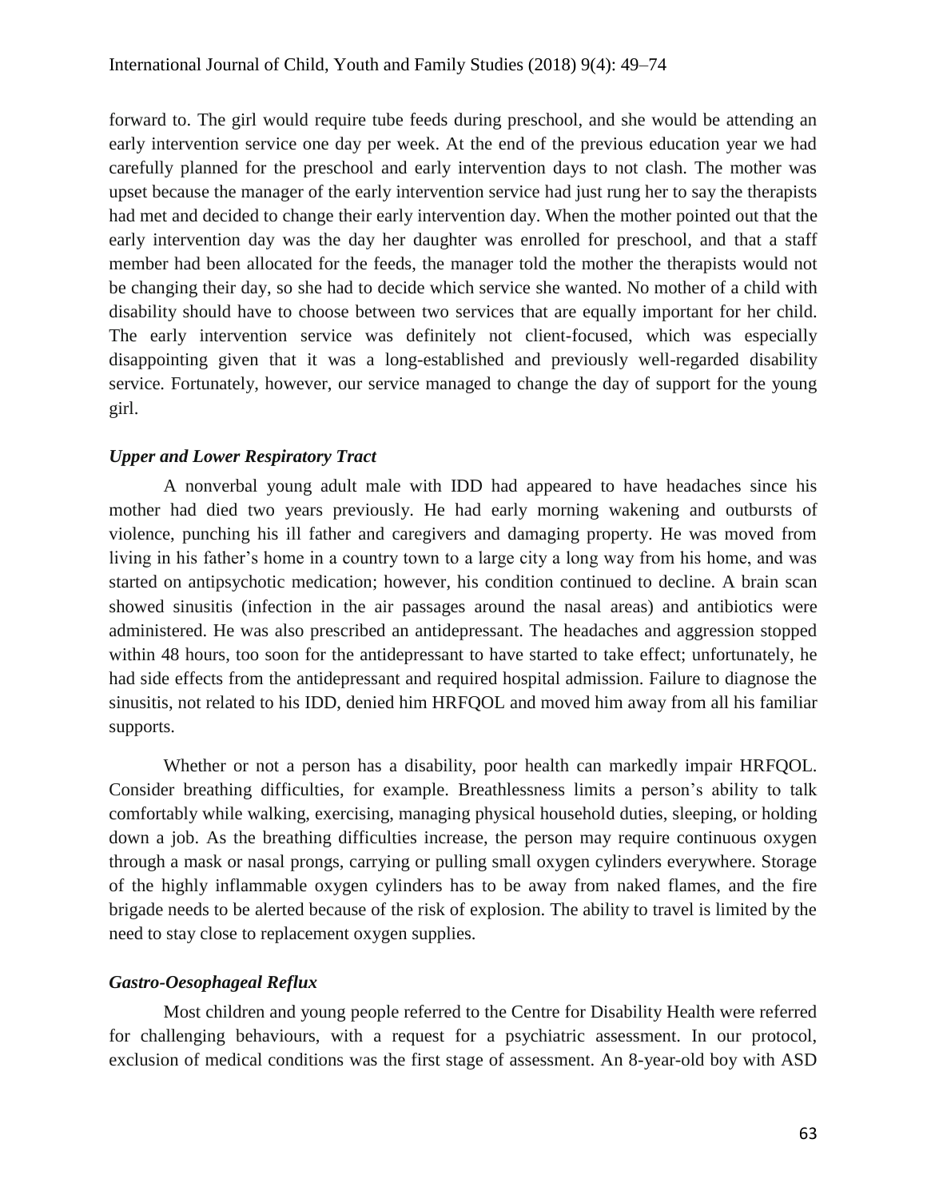forward to. The girl would require tube feeds during preschool, and she would be attending an early intervention service one day per week. At the end of the previous education year we had carefully planned for the preschool and early intervention days to not clash. The mother was upset because the manager of the early intervention service had just rung her to say the therapists had met and decided to change their early intervention day. When the mother pointed out that the early intervention day was the day her daughter was enrolled for preschool, and that a staff member had been allocated for the feeds, the manager told the mother the therapists would not be changing their day, so she had to decide which service she wanted. No mother of a child with disability should have to choose between two services that are equally important for her child. The early intervention service was definitely not client-focused, which was especially disappointing given that it was a long-established and previously well-regarded disability service. Fortunately, however, our service managed to change the day of support for the young girl.

### *Upper and Lower Respiratory Tract*

A nonverbal young adult male with IDD had appeared to have headaches since his mother had died two years previously. He had early morning wakening and outbursts of violence, punching his ill father and caregivers and damaging property. He was moved from living in his father's home in a country town to a large city a long way from his home, and was started on antipsychotic medication; however, his condition continued to decline. A brain scan showed sinusitis (infection in the air passages around the nasal areas) and antibiotics were administered. He was also prescribed an antidepressant. The headaches and aggression stopped within 48 hours, too soon for the antidepressant to have started to take effect; unfortunately, he had side effects from the antidepressant and required hospital admission. Failure to diagnose the sinusitis, not related to his IDD, denied him HRFQOL and moved him away from all his familiar supports.

Whether or not a person has a disability, poor health can markedly impair HRFQOL. Consider breathing difficulties, for example. Breathlessness limits a person's ability to talk comfortably while walking, exercising, managing physical household duties, sleeping, or holding down a job. As the breathing difficulties increase, the person may require continuous oxygen through a mask or nasal prongs, carrying or pulling small oxygen cylinders everywhere. Storage of the highly inflammable oxygen cylinders has to be away from naked flames, and the fire brigade needs to be alerted because of the risk of explosion. The ability to travel is limited by the need to stay close to replacement oxygen supplies.

### *Gastro-Oesophageal Reflux*

Most children and young people referred to the Centre for Disability Health were referred for challenging behaviours, with a request for a psychiatric assessment. In our protocol, exclusion of medical conditions was the first stage of assessment. An 8-year-old boy with ASD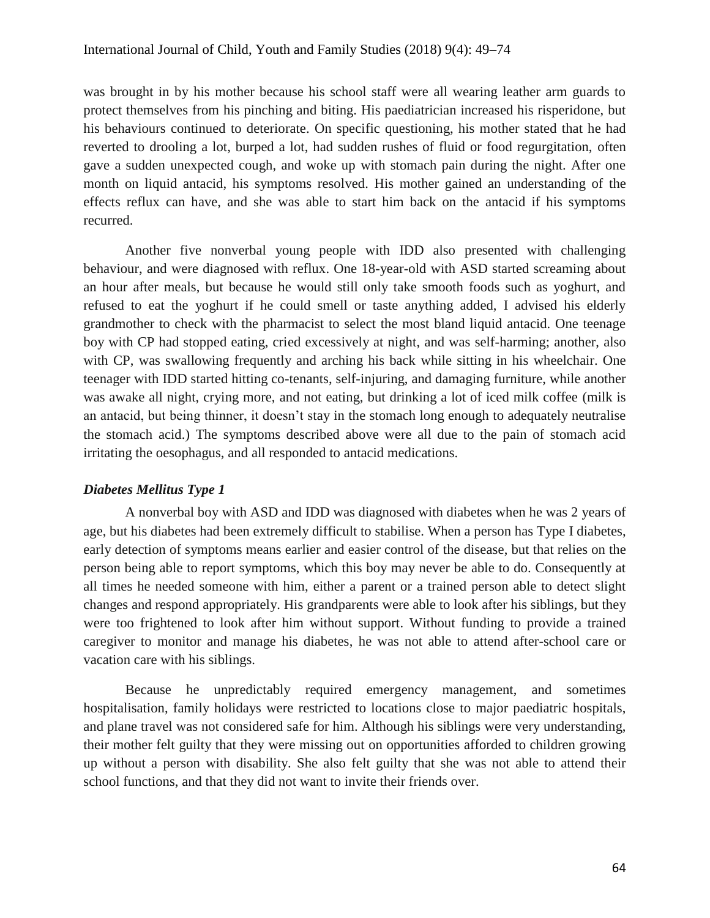was brought in by his mother because his school staff were all wearing leather arm guards to protect themselves from his pinching and biting. His paediatrician increased his risperidone, but his behaviours continued to deteriorate. On specific questioning, his mother stated that he had reverted to drooling a lot, burped a lot, had sudden rushes of fluid or food regurgitation, often gave a sudden unexpected cough, and woke up with stomach pain during the night. After one month on liquid antacid, his symptoms resolved. His mother gained an understanding of the effects reflux can have, and she was able to start him back on the antacid if his symptoms recurred.

Another five nonverbal young people with IDD also presented with challenging behaviour, and were diagnosed with reflux. One 18-year-old with ASD started screaming about an hour after meals, but because he would still only take smooth foods such as yoghurt, and refused to eat the yoghurt if he could smell or taste anything added, I advised his elderly grandmother to check with the pharmacist to select the most bland liquid antacid. One teenage boy with CP had stopped eating, cried excessively at night, and was self-harming; another, also with CP, was swallowing frequently and arching his back while sitting in his wheelchair. One teenager with IDD started hitting co-tenants, self-injuring, and damaging furniture, while another was awake all night, crying more, and not eating, but drinking a lot of iced milk coffee (milk is an antacid, but being thinner, it doesn't stay in the stomach long enough to adequately neutralise the stomach acid.) The symptoms described above were all due to the pain of stomach acid irritating the oesophagus, and all responded to antacid medications.

### *Diabetes Mellitus Type 1*

A nonverbal boy with ASD and IDD was diagnosed with diabetes when he was 2 years of age, but his diabetes had been extremely difficult to stabilise. When a person has Type I diabetes, early detection of symptoms means earlier and easier control of the disease, but that relies on the person being able to report symptoms, which this boy may never be able to do. Consequently at all times he needed someone with him, either a parent or a trained person able to detect slight changes and respond appropriately. His grandparents were able to look after his siblings, but they were too frightened to look after him without support. Without funding to provide a trained caregiver to monitor and manage his diabetes, he was not able to attend after-school care or vacation care with his siblings.

Because he unpredictably required emergency management, and sometimes hospitalisation, family holidays were restricted to locations close to major paediatric hospitals, and plane travel was not considered safe for him. Although his siblings were very understanding, their mother felt guilty that they were missing out on opportunities afforded to children growing up without a person with disability. She also felt guilty that she was not able to attend their school functions, and that they did not want to invite their friends over.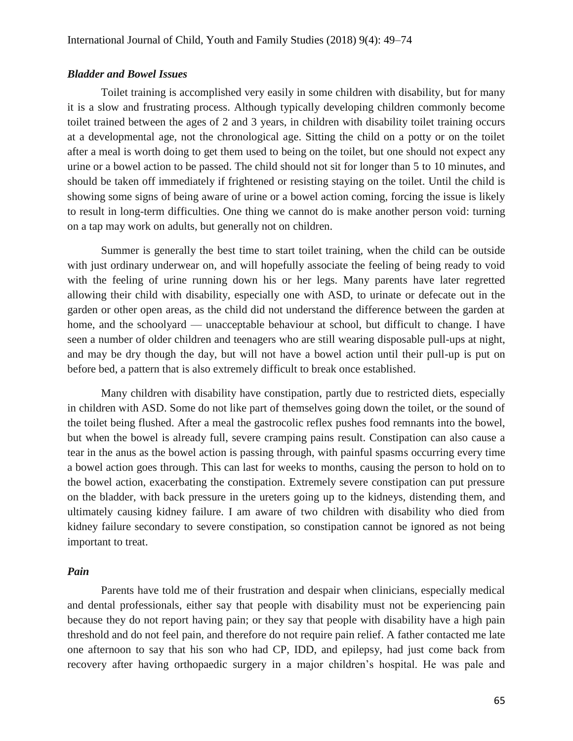### *Bladder and Bowel Issues*

Toilet training is accomplished very easily in some children with disability, but for many it is a slow and frustrating process. Although typically developing children commonly become toilet trained between the ages of 2 and 3 years, in children with disability toilet training occurs at a developmental age, not the chronological age. Sitting the child on a potty or on the toilet after a meal is worth doing to get them used to being on the toilet, but one should not expect any urine or a bowel action to be passed. The child should not sit for longer than 5 to 10 minutes, and should be taken off immediately if frightened or resisting staying on the toilet. Until the child is showing some signs of being aware of urine or a bowel action coming, forcing the issue is likely to result in long-term difficulties. One thing we cannot do is make another person void: turning on a tap may work on adults, but generally not on children.

Summer is generally the best time to start toilet training, when the child can be outside with just ordinary underwear on, and will hopefully associate the feeling of being ready to void with the feeling of urine running down his or her legs. Many parents have later regretted allowing their child with disability, especially one with ASD, to urinate or defecate out in the garden or other open areas, as the child did not understand the difference between the garden at home, and the schoolyard — unacceptable behaviour at school, but difficult to change. I have seen a number of older children and teenagers who are still wearing disposable pull-ups at night, and may be dry though the day, but will not have a bowel action until their pull-up is put on before bed, a pattern that is also extremely difficult to break once established.

Many children with disability have constipation, partly due to restricted diets, especially in children with ASD. Some do not like part of themselves going down the toilet, or the sound of the toilet being flushed. After a meal the gastrocolic reflex pushes food remnants into the bowel, but when the bowel is already full, severe cramping pains result. Constipation can also cause a tear in the anus as the bowel action is passing through, with painful spasms occurring every time a bowel action goes through. This can last for weeks to months, causing the person to hold on to the bowel action, exacerbating the constipation. Extremely severe constipation can put pressure on the bladder, with back pressure in the ureters going up to the kidneys, distending them, and ultimately causing kidney failure. I am aware of two children with disability who died from kidney failure secondary to severe constipation, so constipation cannot be ignored as not being important to treat.

### *Pain*

Parents have told me of their frustration and despair when clinicians, especially medical and dental professionals, either say that people with disability must not be experiencing pain because they do not report having pain; or they say that people with disability have a high pain threshold and do not feel pain, and therefore do not require pain relief. A father contacted me late one afternoon to say that his son who had CP, IDD, and epilepsy, had just come back from recovery after having orthopaedic surgery in a major children's hospital. He was pale and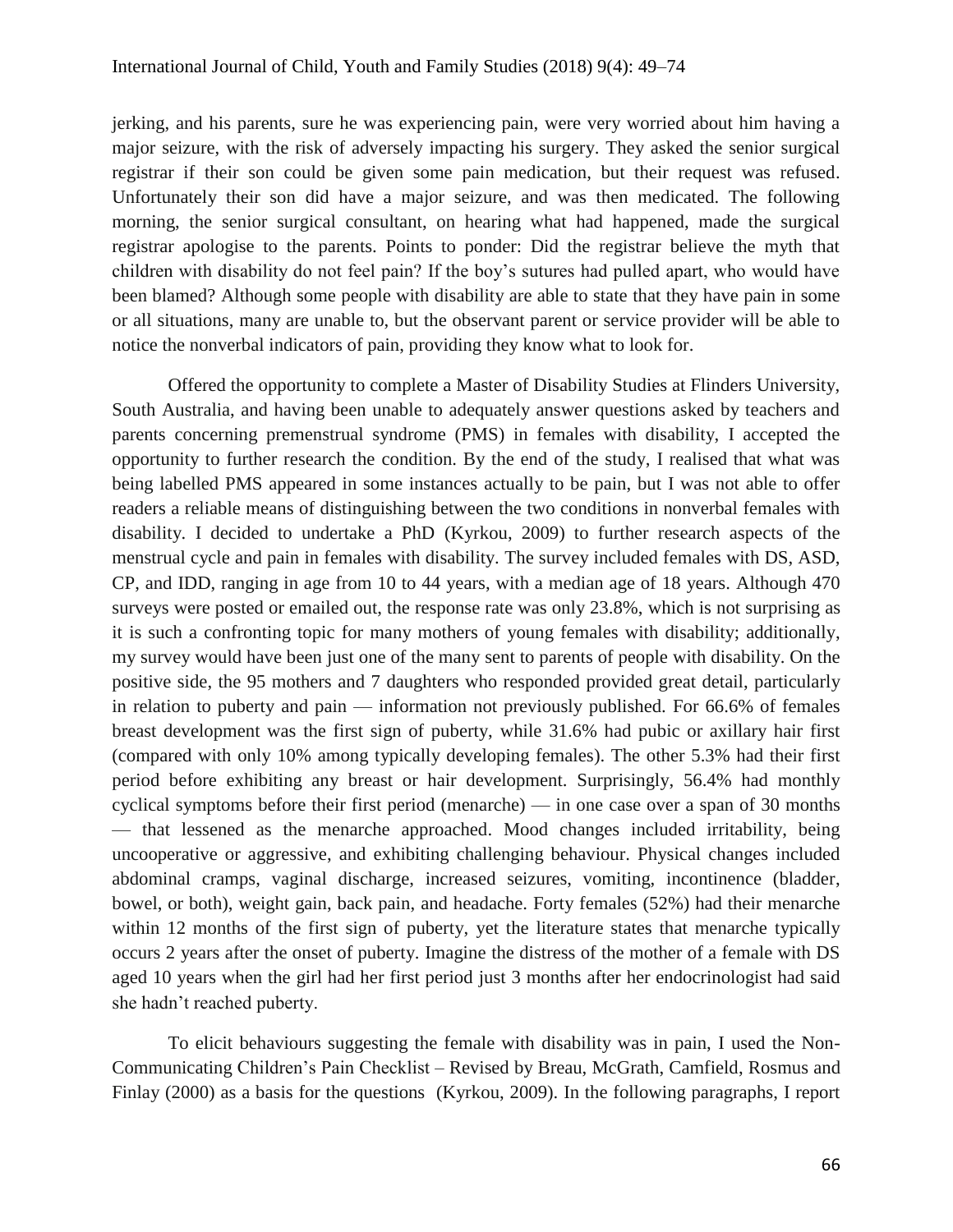jerking, and his parents, sure he was experiencing pain, were very worried about him having a major seizure, with the risk of adversely impacting his surgery. They asked the senior surgical registrar if their son could be given some pain medication, but their request was refused. Unfortunately their son did have a major seizure, and was then medicated. The following morning, the senior surgical consultant, on hearing what had happened, made the surgical registrar apologise to the parents. Points to ponder: Did the registrar believe the myth that children with disability do not feel pain? If the boy's sutures had pulled apart, who would have been blamed? Although some people with disability are able to state that they have pain in some or all situations, many are unable to, but the observant parent or service provider will be able to notice the nonverbal indicators of pain, providing they know what to look for.

Offered the opportunity to complete a Master of Disability Studies at Flinders University, South Australia, and having been unable to adequately answer questions asked by teachers and parents concerning premenstrual syndrome (PMS) in females with disability, I accepted the opportunity to further research the condition. By the end of the study, I realised that what was being labelled PMS appeared in some instances actually to be pain, but I was not able to offer readers a reliable means of distinguishing between the two conditions in nonverbal females with disability. I decided to undertake a PhD (Kyrkou, 2009) to further research aspects of the menstrual cycle and pain in females with disability. The survey included females with DS, ASD, CP, and IDD, ranging in age from 10 to 44 years, with a median age of 18 years. Although 470 surveys were posted or emailed out, the response rate was only 23.8%, which is not surprising as it is such a confronting topic for many mothers of young females with disability; additionally, my survey would have been just one of the many sent to parents of people with disability. On the positive side, the 95 mothers and 7 daughters who responded provided great detail, particularly in relation to puberty and pain — information not previously published. For 66.6% of females breast development was the first sign of puberty, while 31.6% had pubic or axillary hair first (compared with only 10% among typically developing females). The other 5.3% had their first period before exhibiting any breast or hair development. Surprisingly, 56.4% had monthly cyclical symptoms before their first period (menarche) — in one case over a span of 30 months — that lessened as the menarche approached. Mood changes included irritability, being uncooperative or aggressive, and exhibiting challenging behaviour. Physical changes included abdominal cramps, vaginal discharge, increased seizures, vomiting, incontinence (bladder, bowel, or both), weight gain, back pain, and headache. Forty females (52%) had their menarche within 12 months of the first sign of puberty, yet the literature states that menarche typically occurs 2 years after the onset of puberty. Imagine the distress of the mother of a female with DS aged 10 years when the girl had her first period just 3 months after her endocrinologist had said she hadn't reached puberty.

To elicit behaviours suggesting the female with disability was in pain, I used the Non-Communicating Children's Pain Checklist – Revised by Breau, McGrath, Camfield, Rosmus and Finlay (2000) as a basis for the questions (Kyrkou, 2009). In the following paragraphs, I report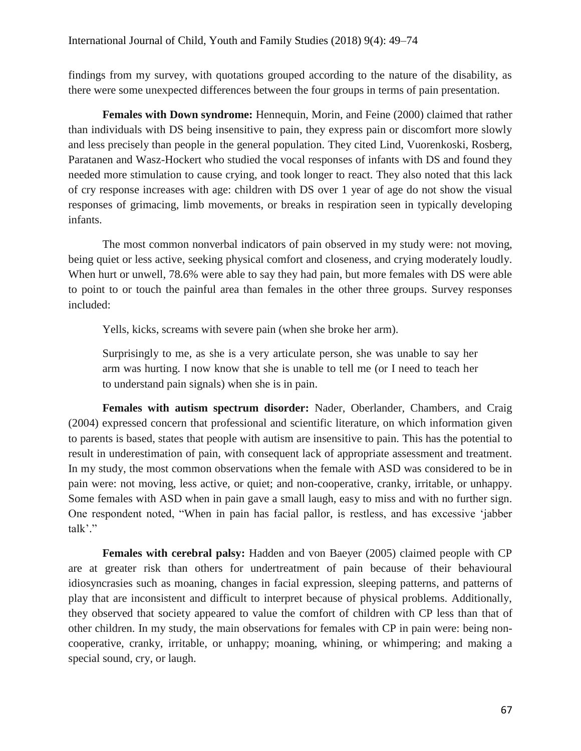findings from my survey, with quotations grouped according to the nature of the disability, as there were some unexpected differences between the four groups in terms of pain presentation.

**Females with Down syndrome:** Hennequin, Morin, and Feine (2000) claimed that rather than individuals with DS being insensitive to pain, they express pain or discomfort more slowly and less precisely than people in the general population. They cited Lind, Vuorenkoski, Rosberg, Paratanen and Wasz-Hockert who studied the vocal responses of infants with DS and found they needed more stimulation to cause crying, and took longer to react. They also noted that this lack of cry response increases with age: children with DS over 1 year of age do not show the visual responses of grimacing, limb movements, or breaks in respiration seen in typically developing infants.

The most common nonverbal indicators of pain observed in my study were: not moving, being quiet or less active, seeking physical comfort and closeness, and crying moderately loudly. When hurt or unwell, 78.6% were able to say they had pain, but more females with DS were able to point to or touch the painful area than females in the other three groups. Survey responses included:

> Yells, kicks, screams with severe pain (when she broke her arm).
>
> Surprisingly to me, as she is a very articulate person, she was unable to say her arm was hurting. I now know that she is unable to tell me (or I need to teach her to understand pain signals) when she is in pain.

**Females with autism spectrum disorder:** Nader, Oberlander, Chambers, and Craig (2004) expressed concern that professional and scientific literature, on which information given to parents is based, states that people with autism are insensitive to pain. This has the potential to result in underestimation of pain, with consequent lack of appropriate assessment and treatment. In my study, the most common observations when the female with ASD was considered to be in pain were: not moving, less active, or quiet; and non-cooperative, cranky, irritable, or unhappy. Some females with ASD when in pain gave a small laugh, easy to miss and with no further sign. One respondent noted, "When in pain has facial pallor, is restless, and has excessive 'jabber talk'."

**Females with cerebral palsy:** Hadden and von Baeyer (2005) claimed people with CP are at greater risk than others for undertreatment of pain because of their behavioural idiosyncrasies such as moaning, changes in facial expression, sleeping patterns, and patterns of play that are inconsistent and difficult to interpret because of physical problems. Additionally, they observed that society appeared to value the comfort of children with CP less than that of other children. In my study, the main observations for females with CP in pain were: being non-cooperative, cranky, irritable, or unhappy; moaning, whining, or whimpering; and making a special sound, cry, or laugh.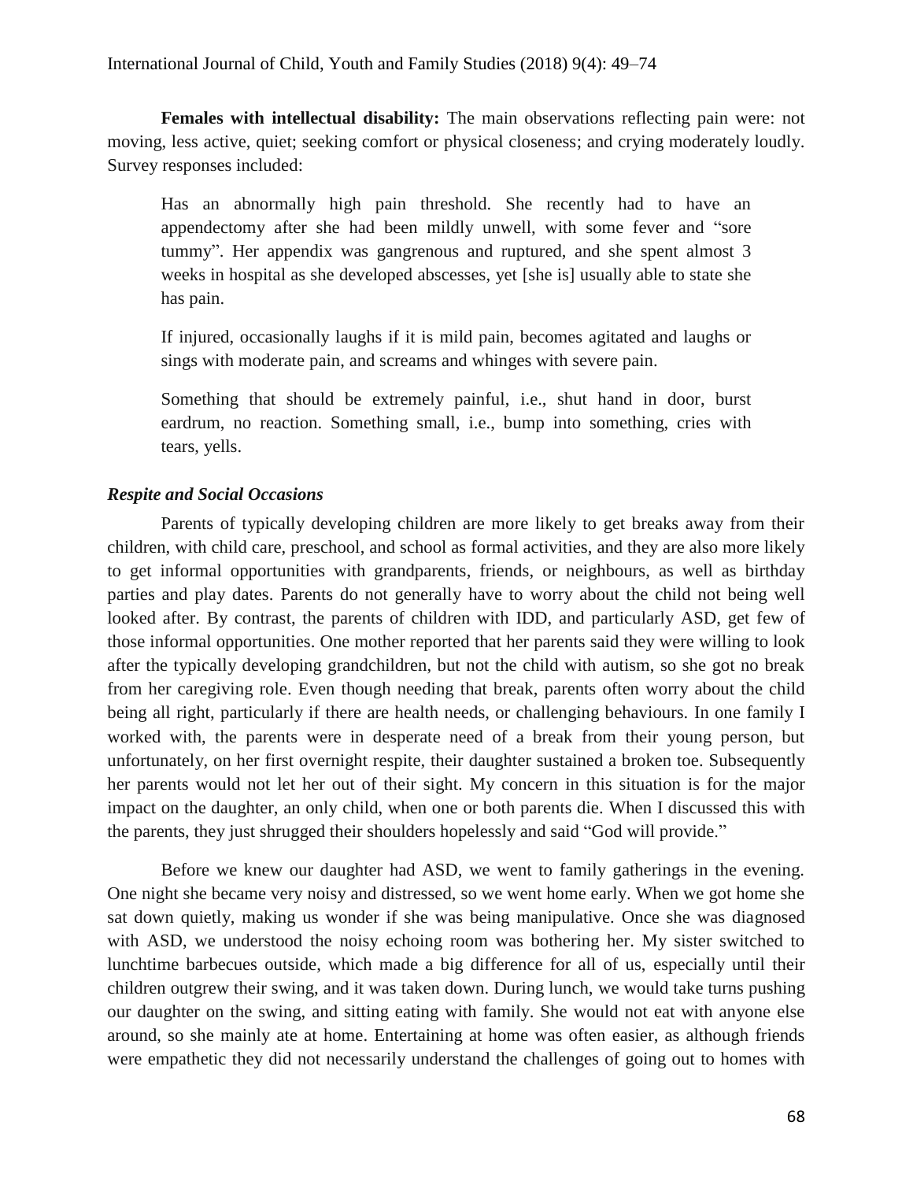**Females with intellectual disability:** The main observations reflecting pain were: not moving, less active, quiet; seeking comfort or physical closeness; and crying moderately loudly. Survey responses included:

> Has an abnormally high pain threshold. She recently had to have an appendectomy after she had been mildly unwell, with some fever and "sore tummy". Her appendix was gangrenous and ruptured, and she spent almost 3 weeks in hospital as she developed abscesses, yet [she is] usually able to state she has pain.
>
> If injured, occasionally laughs if it is mild pain, becomes agitated and laughs or sings with moderate pain, and screams and whinges with severe pain.
>
> Something that should be extremely painful, i.e., shut hand in door, burst eardrum, no reaction. Something small, i.e., bump into something, cries with tears, yells.

### *Respite and Social Occasions*

Parents of typically developing children are more likely to get breaks away from their children, with child care, preschool, and school as formal activities, and they are also more likely to get informal opportunities with grandparents, friends, or neighbours, as well as birthday parties and play dates. Parents do not generally have to worry about the child not being well looked after. By contrast, the parents of children with IDD, and particularly ASD, get few of those informal opportunities. One mother reported that her parents said they were willing to look after the typically developing grandchildren, but not the child with autism, so she got no break from her caregiving role. Even though needing that break, parents often worry about the child being all right, particularly if there are health needs, or challenging behaviours. In one family I worked with, the parents were in desperate need of a break from their young person, but unfortunately, on her first overnight respite, their daughter sustained a broken toe. Subsequently her parents would not let her out of their sight. My concern in this situation is for the major impact on the daughter, an only child, when one or both parents die. When I discussed this with the parents, they just shrugged their shoulders hopelessly and said "God will provide."

Before we knew our daughter had ASD, we went to family gatherings in the evening. One night she became very noisy and distressed, so we went home early. When we got home she sat down quietly, making us wonder if she was being manipulative. Once she was diagnosed with ASD, we understood the noisy echoing room was bothering her. My sister switched to lunchtime barbecues outside, which made a big difference for all of us, especially until their children outgrew their swing, and it was taken down. During lunch, we would take turns pushing our daughter on the swing, and sitting eating with family. She would not eat with anyone else around, so she mainly ate at home. Entertaining at home was often easier, as although friends were empathetic they did not necessarily understand the challenges of going out to homes with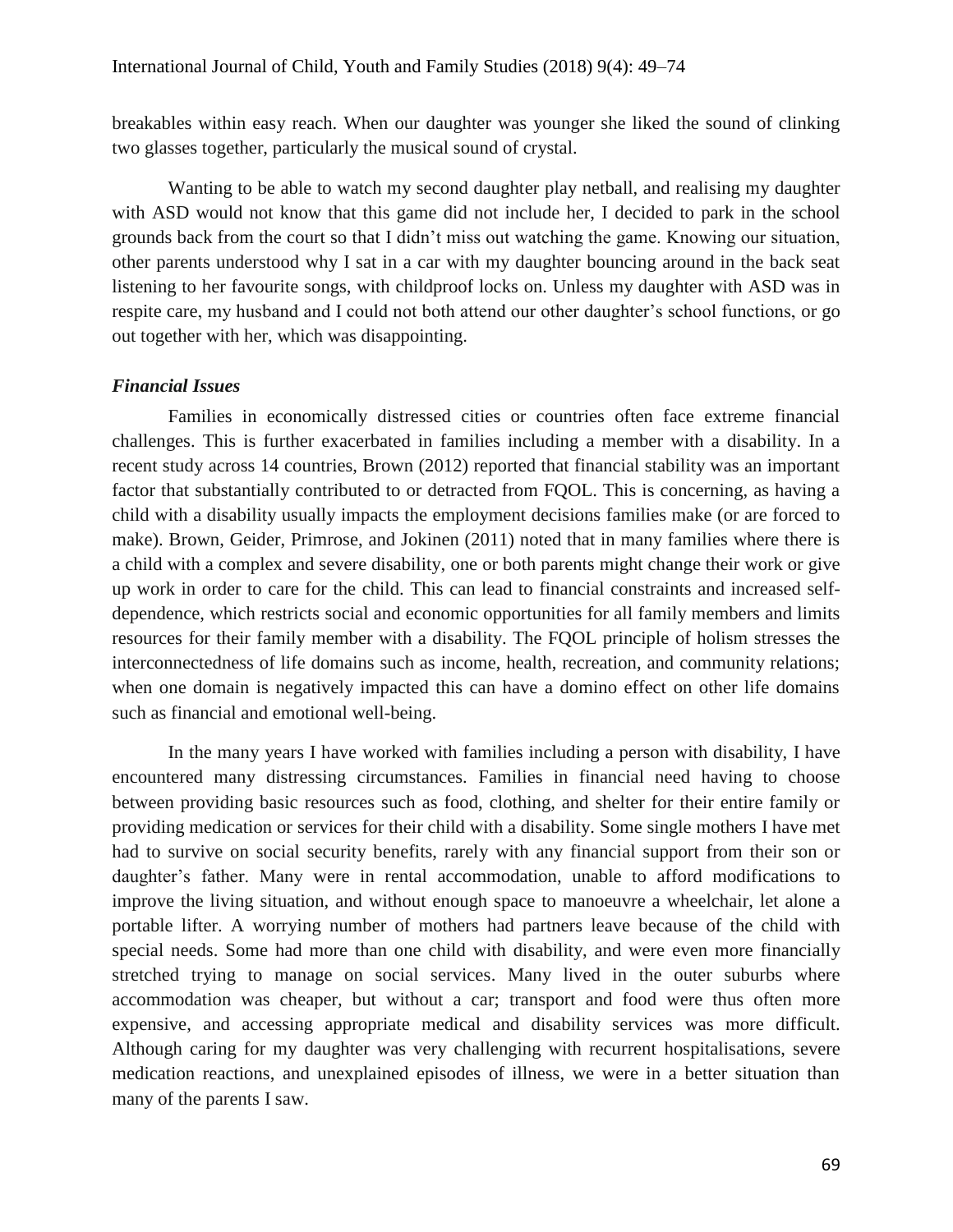breakables within easy reach. When our daughter was younger she liked the sound of clinking two glasses together, particularly the musical sound of crystal.

Wanting to be able to watch my second daughter play netball, and realising my daughter with ASD would not know that this game did not include her, I decided to park in the school grounds back from the court so that I didn't miss out watching the game. Knowing our situation, other parents understood why I sat in a car with my daughter bouncing around in the back seat listening to her favourite songs, with childproof locks on. Unless my daughter with ASD was in respite care, my husband and I could not both attend our other daughter's school functions, or go out together with her, which was disappointing.

### *Financial Issues*

Families in economically distressed cities or countries often face extreme financial challenges. This is further exacerbated in families including a member with a disability. In a recent study across 14 countries, Brown (2012) reported that financial stability was an important factor that substantially contributed to or detracted from FQOL. This is concerning, as having a child with a disability usually impacts the employment decisions families make (or are forced to make). Brown, Geider, Primrose, and Jokinen (2011) noted that in many families where there is a child with a complex and severe disability, one or both parents might change their work or give up work in order to care for the child. This can lead to financial constraints and increased self-dependence, which restricts social and economic opportunities for all family members and limits resources for their family member with a disability. The FQOL principle of holism stresses the interconnectedness of life domains such as income, health, recreation, and community relations; when one domain is negatively impacted this can have a domino effect on other life domains such as financial and emotional well-being.

In the many years I have worked with families including a person with disability, I have encountered many distressing circumstances. Families in financial need having to choose between providing basic resources such as food, clothing, and shelter for their entire family or providing medication or services for their child with a disability. Some single mothers I have met had to survive on social security benefits, rarely with any financial support from their son or daughter's father. Many were in rental accommodation, unable to afford modifications to improve the living situation, and without enough space to manoeuvre a wheelchair, let alone a portable lifter. A worrying number of mothers had partners leave because of the child with special needs. Some had more than one child with disability, and were even more financially stretched trying to manage on social services. Many lived in the outer suburbs where accommodation was cheaper, but without a car; transport and food were thus often more expensive, and accessing appropriate medical and disability services was more difficult. Although caring for my daughter was very challenging with recurrent hospitalisations, severe medication reactions, and unexplained episodes of illness, we were in a better situation than many of the parents I saw.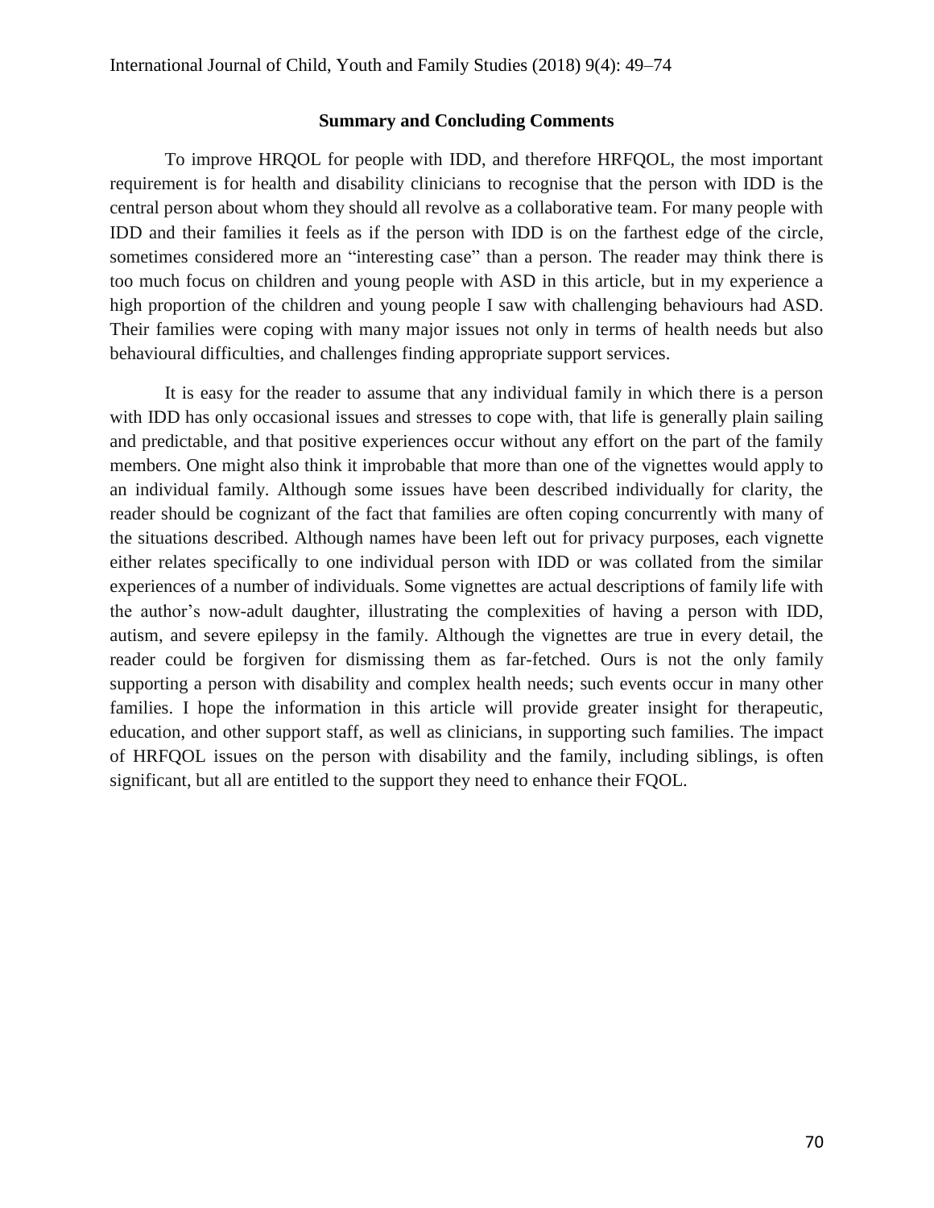## Summary and Concluding Comments

To improve HRQOL for people with IDD, and therefore HRFQOL, the most important requirement is for health and disability clinicians to recognise that the person with IDD is the central person about whom they should all revolve as a collaborative team. For many people with IDD and their families it feels as if the person with IDD is on the farthest edge of the circle, sometimes considered more an "interesting case" than a person. The reader may think there is too much focus on children and young people with ASD in this article, but in my experience a high proportion of the children and young people I saw with challenging behaviours had ASD. Their families were coping with many major issues not only in terms of health needs but also behavioural difficulties, and challenges finding appropriate support services.

It is easy for the reader to assume that any individual family in which there is a person with IDD has only occasional issues and stresses to cope with, that life is generally plain sailing and predictable, and that positive experiences occur without any effort on the part of the family members. One might also think it improbable that more than one of the vignettes would apply to an individual family. Although some issues have been described individually for clarity, the reader should be cognizant of the fact that families are often coping concurrently with many of the situations described. Although names have been left out for privacy purposes, each vignette either relates specifically to one individual person with IDD or was collated from the similar experiences of a number of individuals. Some vignettes are actual descriptions of family life with the author's now-adult daughter, illustrating the complexities of having a person with IDD, autism, and severe epilepsy in the family. Although the vignettes are true in every detail, the reader could be forgiven for dismissing them as far-fetched. Ours is not the only family supporting a person with disability and complex health needs; such events occur in many other families. I hope the information in this article will provide greater insight for therapeutic, education, and other support staff, as well as clinicians, in supporting such families. The impact of HRFQOL issues on the person with disability and the family, including siblings, is often significant, but all are entitled to the support they need to enhance their FQOL.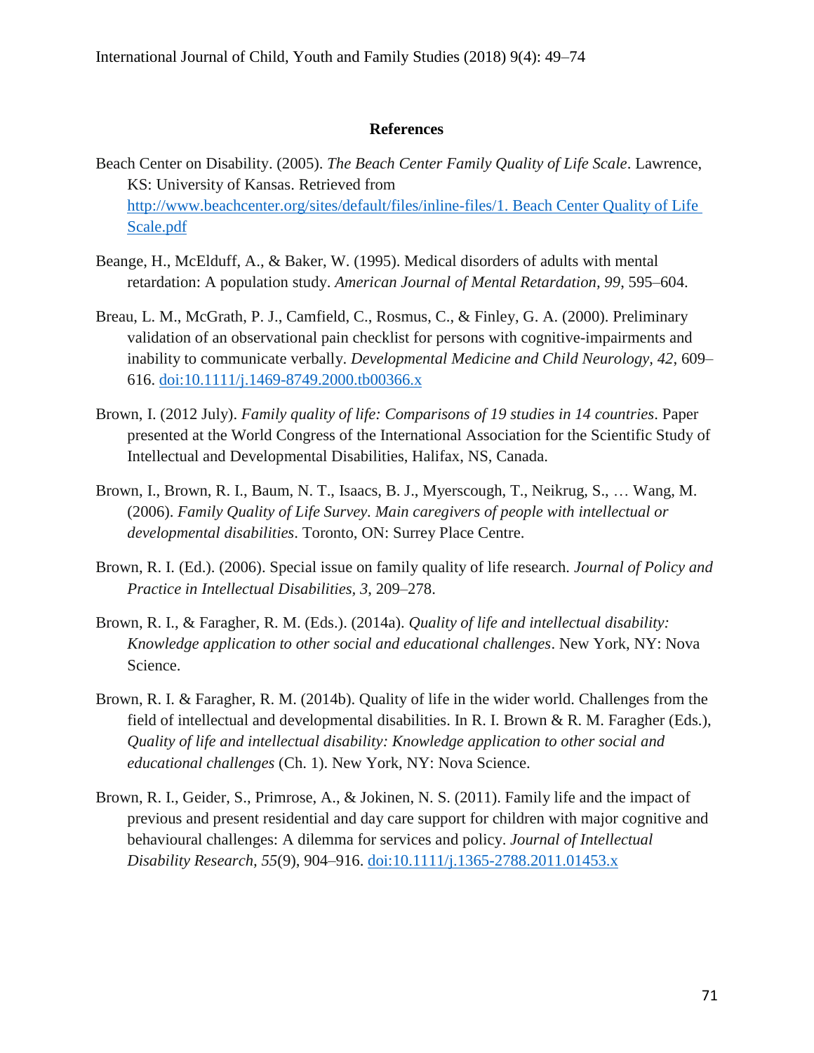## References

Beach Center on Disability. (2005). *The Beach Center Family Quality of Life Scale*. Lawrence, KS: University of Kansas. Retrieved from http://www.beachcenter.org/sites/default/files/inline-files/1. Beach Center Quality of Life Scale.pdf

Beange, H., McElduff, A., & Baker, W. (1995). Medical disorders of adults with mental retardation: A population study. *American Journal of Mental Retardation, 99*, 595–604.

Breau, L. M., McGrath, P. J., Camfield, C., Rosmus, C., & Finley, G. A. (2000). Preliminary validation of an observational pain checklist for persons with cognitive-impairments and inability to communicate verbally. *Developmental Medicine and Child Neurology, 42*, 609–616. doi:10.1111/j.1469-8749.2000.tb00366.x

Brown, I. (2012 July). *Family quality of life: Comparisons of 19 studies in 14 countries*. Paper presented at the World Congress of the International Association for the Scientific Study of Intellectual and Developmental Disabilities, Halifax, NS, Canada.

Brown, I., Brown, R. I., Baum, N. T., Isaacs, B. J., Myerscough, T., Neikrug, S., … Wang, M. (2006). *Family Quality of Life Survey. Main caregivers of people with intellectual or developmental disabilities*. Toronto, ON: Surrey Place Centre.

Brown, R. I. (Ed.). (2006). Special issue on family quality of life research. *Journal of Policy and Practice in Intellectual Disabilities, 3*, 209–278.

Brown, R. I., & Faragher, R. M. (Eds.). (2014a). *Quality of life and intellectual disability: Knowledge application to other social and educational challenges*. New York, NY: Nova Science.

Brown, R. I. & Faragher, R. M. (2014b). Quality of life in the wider world. Challenges from the field of intellectual and developmental disabilities. In R. I. Brown & R. M. Faragher (Eds.), *Quality of life and intellectual disability: Knowledge application to other social and educational challenges* (Ch. 1). New York, NY: Nova Science.

Brown, R. I., Geider, S., Primrose, A., & Jokinen, N. S. (2011). Family life and the impact of previous and present residential and day care support for children with major cognitive and behavioural challenges: A dilemma for services and policy. *Journal of Intellectual Disability Research, 55*(9), 904–916. doi:10.1111/j.1365-2788.2011.01453.x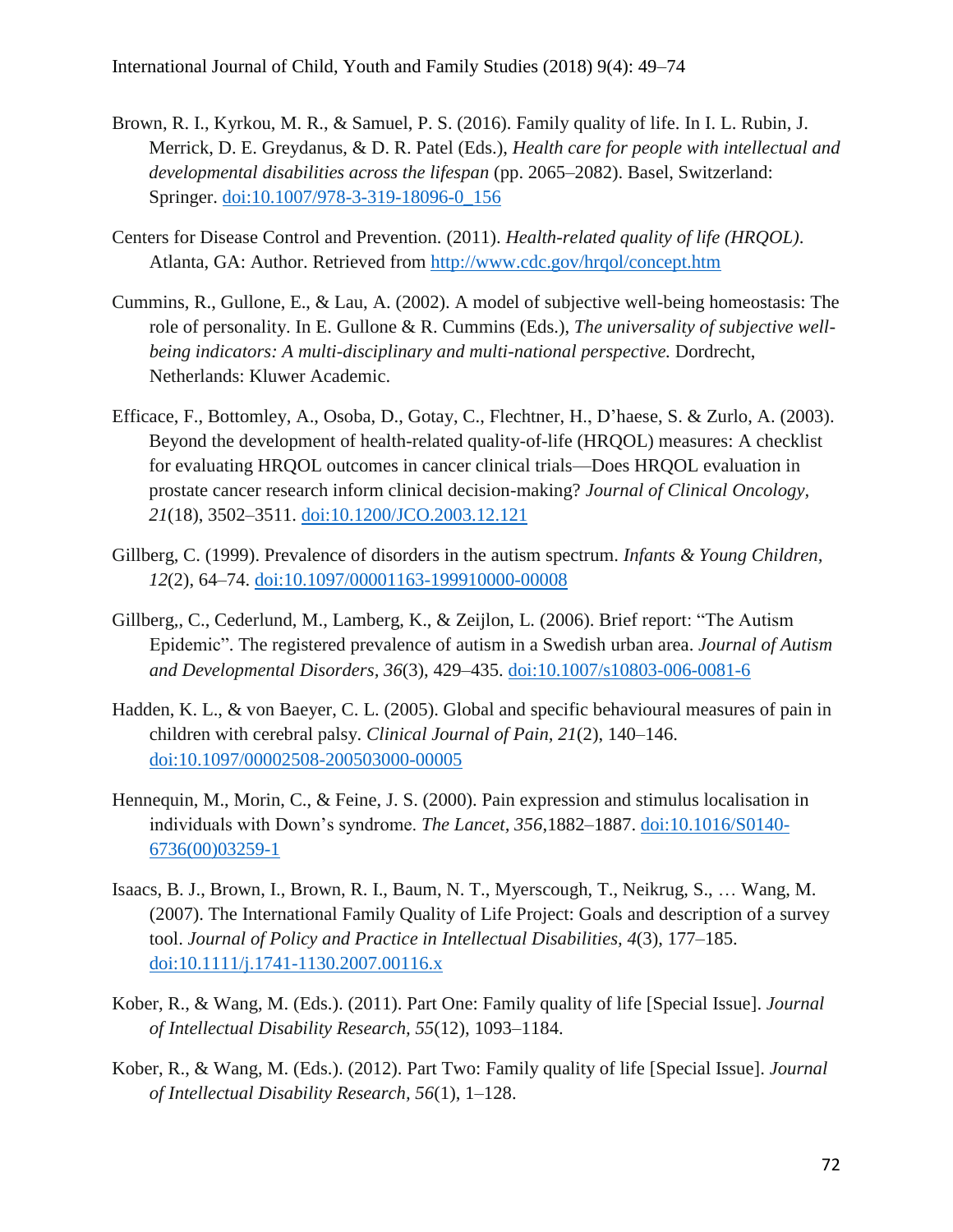Brown, R. I., Kyrkou, M. R., & Samuel, P. S. (2016). Family quality of life. In I. L. Rubin, J. Merrick, D. E. Greydanus, & D. R. Patel (Eds.), *Health care for people with intellectual and developmental disabilities across the lifespan* (pp. 2065–2082). Basel, Switzerland: Springer. doi:10.1007/978-3-319-18096-0_156

Centers for Disease Control and Prevention. (2011). *Health-related quality of life (HRQOL)*. Atlanta, GA: Author. Retrieved from http://www.cdc.gov/hrqol/concept.htm

Cummins, R., Gullone, E., & Lau, A. (2002). A model of subjective well-being homeostasis: The role of personality. In E. Gullone & R. Cummins (Eds.), *The universality of subjective well-being indicators: A multi-disciplinary and multi-national perspective.* Dordrecht, Netherlands: Kluwer Academic.

Efficace, F., Bottomley, A., Osoba, D., Gotay, C., Flechtner, H., D'haese, S. & Zurlo, A. (2003). Beyond the development of health-related quality-of-life (HRQOL) measures: A checklist for evaluating HRQOL outcomes in cancer clinical trials—Does HRQOL evaluation in prostate cancer research inform clinical decision-making? *Journal of Clinical Oncology, 21*(18), 3502–3511. doi:10.1200/JCO.2003.12.121

Gillberg, C. (1999). Prevalence of disorders in the autism spectrum. *Infants & Young Children, 12*(2), 64–74. doi:10.1097/00001163-199910000-00008

Gillberg,, C., Cederlund, M., Lamberg, K., & Zeijlon, L. (2006). Brief report: "The Autism Epidemic". The registered prevalence of autism in a Swedish urban area. *Journal of Autism and Developmental Disorders, 36*(3), 429–435. doi:10.1007/s10803-006-0081-6

Hadden, K. L., & von Baeyer, C. L. (2005). Global and specific behavioural measures of pain in children with cerebral palsy. *Clinical Journal of Pain, 21*(2), 140–146. doi:10.1097/00002508-200503000-00005

Hennequin, M., Morin, C., & Feine, J. S. (2000). Pain expression and stimulus localisation in individuals with Down's syndrome. *The Lancet, 356*,1882–1887. doi:10.1016/S0140-6736(00)03259-1

Isaacs, B. J., Brown, I., Brown, R. I., Baum, N. T., Myerscough, T., Neikrug, S., … Wang, M. (2007). The International Family Quality of Life Project: Goals and description of a survey tool. *Journal of Policy and Practice in Intellectual Disabilities, 4*(3), 177–185. doi:10.1111/j.1741-1130.2007.00116.x

Kober, R., & Wang, M. (Eds.). (2011). Part One: Family quality of life [Special Issue]. *Journal of Intellectual Disability Research, 55*(12), 1093–1184.

Kober, R., & Wang, M. (Eds.). (2012). Part Two: Family quality of life [Special Issue]. *Journal of Intellectual Disability Research, 56*(1), 1–128.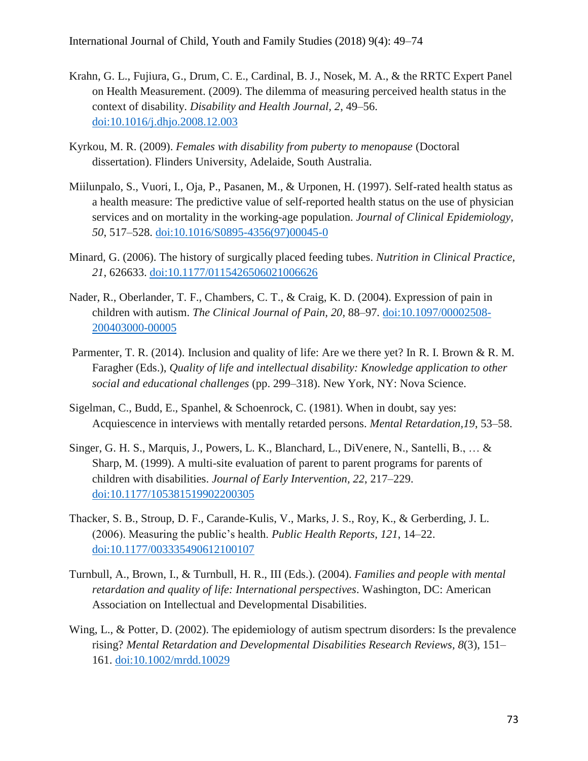Krahn, G. L., Fujiura, G., Drum, C. E., Cardinal, B. J., Nosek, M. A., & the RRTC Expert Panel on Health Measurement. (2009). The dilemma of measuring perceived health status in the context of disability. *Disability and Health Journal, 2*, 49–56. doi:10.1016/j.dhjo.2008.12.003

Kyrkou, M. R. (2009). *Females with disability from puberty to menopause* (Doctoral dissertation). Flinders University, Adelaide, South Australia.

Miilunpalo, S., Vuori, I., Oja, P., Pasanen, M., & Urponen, H. (1997). Self-rated health status as a health measure: The predictive value of self-reported health status on the use of physician services and on mortality in the working-age population. *Journal of Clinical Epidemiology, 50*, 517–528. doi:10.1016/S0895-4356(97)00045-0

Minard, G. (2006). The history of surgically placed feeding tubes. *Nutrition in Clinical Practice, 21*, 626633. doi:10.1177/0115426506021006626

Nader, R., Oberlander, T. F., Chambers, C. T., & Craig, K. D. (2004). Expression of pain in children with autism. *The Clinical Journal of Pain, 20*, 88–97. doi:10.1097/00002508-200403000-00005

Parmenter, T. R. (2014). Inclusion and quality of life: Are we there yet? In R. I. Brown & R. M. Faragher (Eds.), *Quality of life and intellectual disability: Knowledge application to other social and educational challenges* (pp. 299–318). New York, NY: Nova Science.

Sigelman, C., Budd, E., Spanhel, & Schoenrock, C. (1981). When in doubt, say yes: Acquiescence in interviews with mentally retarded persons. *Mental Retardation,19*, 53–58.

Singer, G. H. S., Marquis, J., Powers, L. K., Blanchard, L., DiVenere, N., Santelli, B., … & Sharp, M. (1999). A multi-site evaluation of parent to parent programs for parents of children with disabilities. *Journal of Early Intervention, 22*, 217–229. doi:10.1177/105381519902200305

Thacker, S. B., Stroup, D. F., Carande-Kulis, V., Marks, J. S., Roy, K., & Gerberding, J. L. (2006). Measuring the public's health. *Public Health Reports, 121*, 14–22. doi:10.1177/003335490612100107

Turnbull, A., Brown, I., & Turnbull, H. R., III (Eds.). (2004). *Families and people with mental retardation and quality of life: International perspectives*. Washington, DC: American Association on Intellectual and Developmental Disabilities.

Wing, L., & Potter, D. (2002). The epidemiology of autism spectrum disorders: Is the prevalence rising? *Mental Retardation and Developmental Disabilities Research Reviews, 8*(3), 151–161. doi:10.1002/mrdd.10029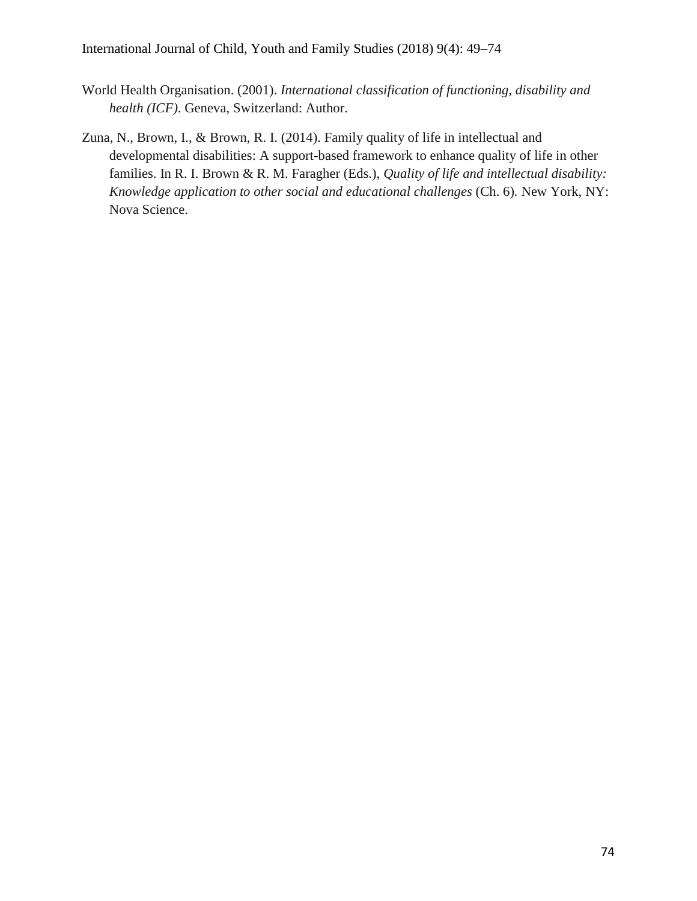World Health Organisation. (2001). *International classification of functioning, disability and health (ICF)*. Geneva, Switzerland: Author.

Zuna, N., Brown, I., & Brown, R. I. (2014). Family quality of life in intellectual and developmental disabilities: A support-based framework to enhance quality of life in other families. In R. I. Brown & R. M. Faragher (Eds.), *Quality of life and intellectual disability: Knowledge application to other social and educational challenges* (Ch. 6). New York, NY: Nova Science.